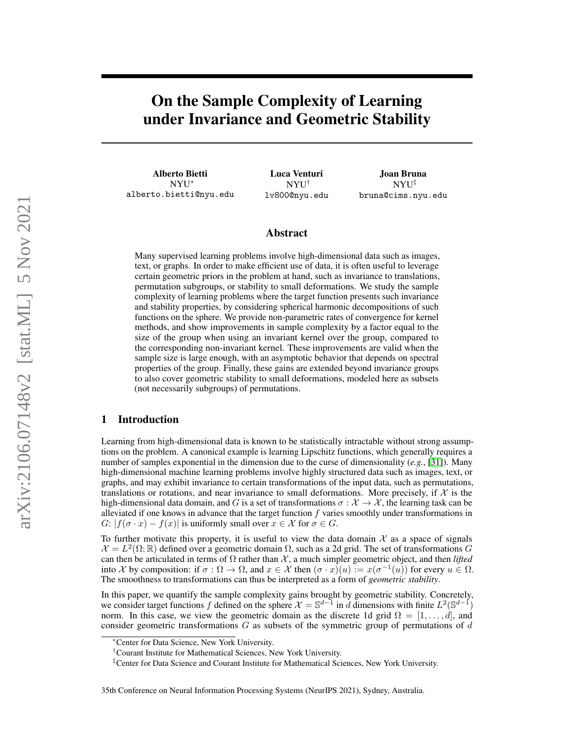# On the Sample Complexity of Learning under Invariance and Geometric Stability

**Alberto Bietti**
NYU[*]
alberto.bietti@nyu.edu

**Luca Venturi**
NYU[†]
lv800@nyu.edu

**Joan Bruna**
NYU[‡]
bruna@cims.nyu.edu

## Abstract

Many supervised learning problems involve high-dimensional data such as images, text, or graphs. In order to make efficient use of data, it is often useful to leverage certain geometric priors in the problem at hand, such as invariance to translations, permutation subgroups, or stability to small deformations. We study the sample complexity of learning problems where the target function presents such invariance and stability properties, by considering spherical harmonic decompositions of such functions on the sphere. We provide non-parametric rates of convergence for kernel methods, and show improvements in sample complexity by a factor equal to the size of the group when using an invariant kernel over the group, compared to the corresponding non-invariant kernel. These improvements are valid when the sample size is large enough, with an asymptotic behavior that depends on spectral properties of the group. Finally, these gains are extended beyond invariance groups to also cover geometric stability to small deformations, modeled here as subsets (not necessarily subgroups) of permutations.

## 1 Introduction

Learning from high-dimensional data is known to be statistically intractable without strong assumptions on the problem. A canonical example is learning Lipschitz functions, which generally requires a number of samples exponential in the dimension due to the curse of dimensionality (*e.g.*, [31]). Many high-dimensional machine learning problems involve highly structured data such as images, text, or graphs, and may exhibit invariance to certain transformations of the input data, such as permutations, translations or rotations, and near invariance to small deformations. More precisely, if $\mathcal{X}$ is the high-dimensional data domain, and $G$ is a set of transformations $\sigma : \mathcal{X} \to \mathcal{X}$, the learning task can be alleviated if one knows in advance that the target function $f$ varies smoothly under transformations in $G$: $|f(\sigma \cdot x) - f(x)|$ is uniformly small over $x \in \mathcal{X}$ for $\sigma \in G$.

To further motivate this property, it is useful to view the data domain $\mathcal{X}$ as a space of signals $\mathcal{X} = L^2(\Omega; \mathbb{R})$ defined over a geometric domain $\Omega$, such as a 2d grid. The set of transformations $G$ can then be articulated in terms of $\Omega$ rather than $\mathcal{X}$, a much simpler geometric object, and then *lifted* into $\mathcal{X}$ by composition: if $\sigma : \Omega \to \Omega$, and $x \in \mathcal{X}$ then $(\sigma \cdot x)(u) := x(\sigma^{-1}(u))$ for every $u \in \Omega$. The smoothness to transformations can thus be interpreted as a form of *geometric stability*.

In this paper, we quantify the sample complexity gains brought by geometric stability. Concretely, we consider target functions $f$ defined on the sphere $\mathcal{X} = \mathbb{S}^{d-1}$ in $d$ dimensions with finite $L^2(\mathbb{S}^{d-1})$ norm. In this case, we view the geometric domain as the discrete 1d grid $\Omega = [1, \ldots, d]$, and consider geometric transformations $G$ as subsets of the symmetric group of permutations of $d$

[*] Center for Data Science, New York University.

[†] Courant Institute for Mathematical Sciences, New York University.

[‡] Center for Data Science and Courant Institute for Mathematical Sciences, New York University.

35th Conference on Neural Information Processing Systems (NeurIPS 2021), Sydney, Australia.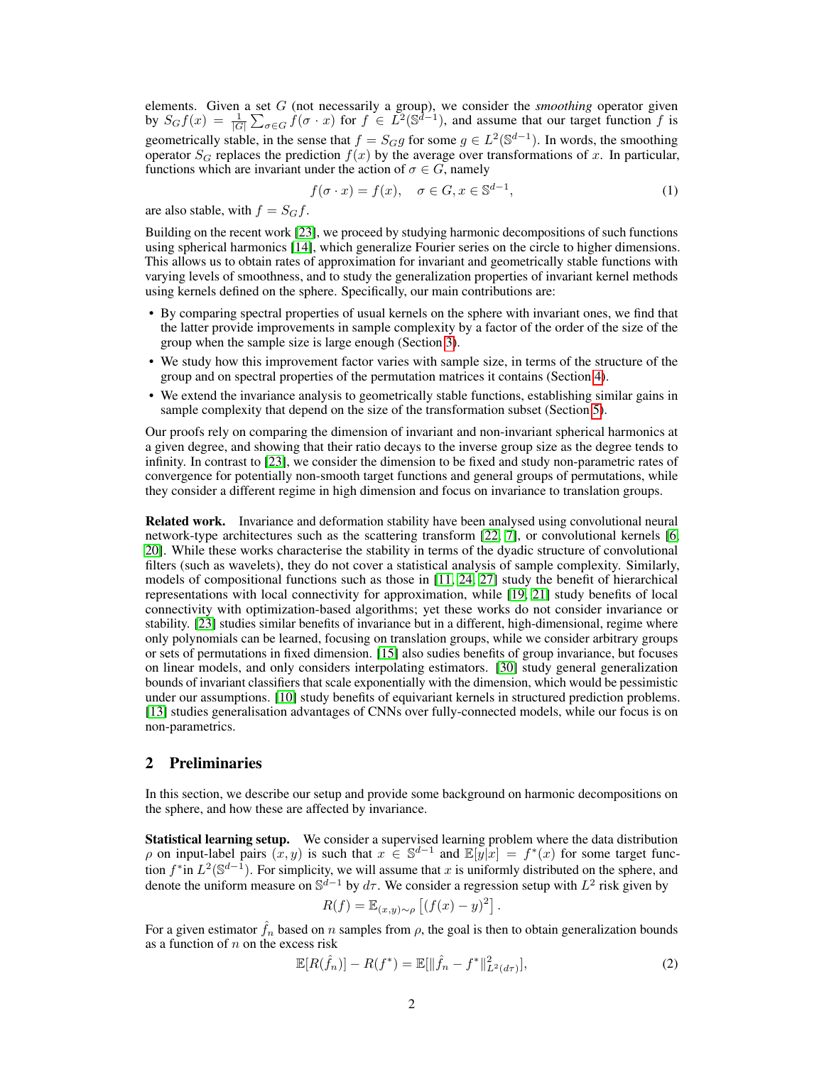elements. Given a set $G$ (not necessarily a group), we consider the *smoothing* operator given by $S_G f(x) = \frac{1}{|G|}\sum_{\sigma \in G} f(\sigma \cdot x)$ for $f \in L^2(\mathbb{S}^{d-1})$, and assume that our target function $f$ is geometrically stable, in the sense that $f = S_G g$ for some $g \in L^2(\mathbb{S}^{d-1})$. In words, the smoothing operator $S_G$ replaces the prediction $f(x)$ by the average over transformations of $x$. In particular, functions which are invariant under the action of $\sigma \in G$, namely

$$f(\sigma \cdot x) = f(x), \quad \sigma \in G, x \in \mathbb{S}^{d-1}, \tag{1}$$

are also stable, with $f = S_G f$.

Building on the recent work [23], we proceed by studying harmonic decompositions of such functions using spherical harmonics [14], which generalize Fourier series on the circle to higher dimensions. This allows us to obtain rates of approximation for invariant and geometrically stable functions with varying levels of smoothness, and to study the generalization properties of invariant kernel methods using kernels defined on the sphere. Specifically, our main contributions are:

- By comparing spectral properties of usual kernels on the sphere with invariant ones, we find that the latter provide improvements in sample complexity by a factor of the order of the size of the group when the sample size is large enough (Section 3).
- We study how this improvement factor varies with sample size, in terms of the structure of the group and on spectral properties of the permutation matrices it contains (Section 4).
- We extend the invariance analysis to geometrically stable functions, establishing similar gains in sample complexity that depend on the size of the transformation subset (Section 5).

Our proofs rely on comparing the dimension of invariant and non-invariant spherical harmonics at a given degree, and showing that their ratio decays to the inverse group size as the degree tends to infinity. In contrast to [23], we consider the dimension to be fixed and study non-parametric rates of convergence for potentially non-smooth target functions and general groups of permutations, while they consider a different regime in high dimension and focus on invariance to translation groups.

**Related work.** Invariance and deformation stability have been analysed using convolutional neural network-type architectures such as the scattering transform [22, 7], or convolutional kernels [6, 20]. While these works characterise the stability in terms of the dyadic structure of convolutional filters (such as wavelets), they do not cover a statistical analysis of sample complexity. Similarly, models of compositional functions such as those in [11, 24, 27] study the benefit of hierarchical representations with local connectivity for approximation, while [19, 21] study benefits of local connectivity with optimization-based algorithms; yet these works do not consider invariance or stability. [23] studies similar benefits of invariance but in a different, high-dimensional, regime where only polynomials can be learned, focusing on translation groups, while we consider arbitrary groups or sets of permutations in fixed dimension. [15] also sudies benefits of group invariance, but focuses on linear models, and only considers interpolating estimators. [30] study general generalization bounds of invariant classifiers that scale exponentially with the dimension, which would be pessimistic under our assumptions. [10] study benefits of equivariant kernels in structured prediction problems. [13] studies generalisation advantages of CNNs over fully-connected models, while our focus is on non-parametrics.

## 2 Preliminaries

In this section, we describe our setup and provide some background on harmonic decompositions on the sphere, and how these are affected by invariance.

**Statistical learning setup.** We consider a supervised learning problem where the data distribution $\rho$ on input-label pairs $(x, y)$ is such that $x \in \mathbb{S}^{d-1}$ and $\mathbb{E}[y|x] = f^*(x)$ for some target function $f^*$in $L^2(\mathbb{S}^{d-1})$. For simplicity, we will assume that $x$ is uniformly distributed on the sphere, and denote the uniform measure on $\mathbb{S}^{d-1}$ by $d\tau$. We consider a regression setup with $L^2$ risk given by

$$R(f) = \mathbb{E}_{(x,y)\sim\rho}\left[(f(x) - y)^2\right].$$

For a given estimator $\hat{f}_n$ based on $n$ samples from $\rho$, the goal is then to obtain generalization bounds as a function of $n$ on the excess risk

$$\mathbb{E}[R(\hat{f}_n)] - R(f^*) = \mathbb{E}[\|\hat{f}_n - f^*\|^2_{L^2(d\tau)}], \tag{2}$$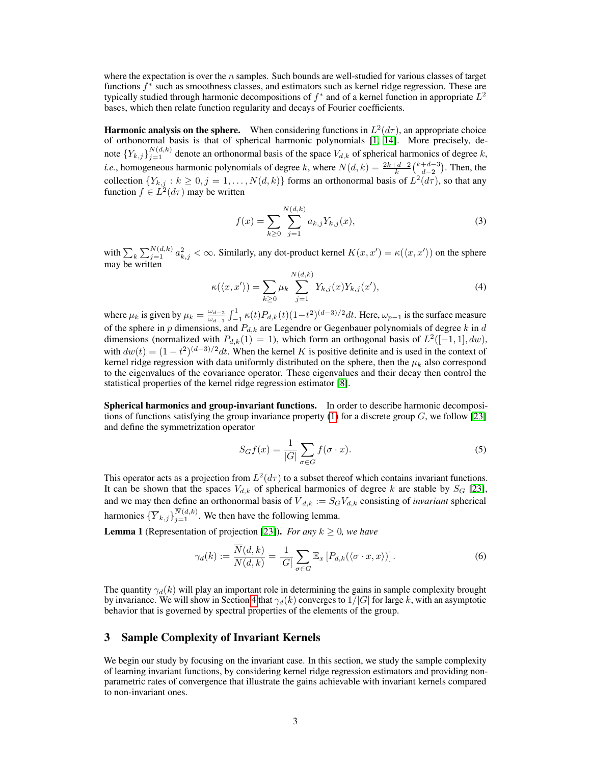where the expectation is over the $n$ samples. Such bounds are well-studied for various classes of target functions $f^*$ such as smoothness classes, and estimators such as kernel ridge regression. These are typically studied through harmonic decompositions of $f^*$ and of a kernel function in appropriate $L^2$ bases, which then relate function regularity and decays of Fourier coefficients.

**Harmonic analysis on the sphere.** When considering functions in $L^2(d\tau)$, an appropriate choice of orthonormal basis is that of spherical harmonic polynomials [1, 14]. More precisely, denote $\{Y_{k,j}\}_{j=1}^{N(d,k)}$ denote an orthonormal basis of the space $V_{d,k}$ of spherical harmonics of degree $k$, *i.e.*, homogeneous harmonic polynomials of degree $k$, where $N(d,k) = \frac{2k+d-2}{k}\binom{k+d-3}{d-2}$. Then, the collection $\{Y_{k,j} : k \geq 0, j = 1, \ldots, N(d,k)\}$ forms an orthonormal basis of $L^2(d\tau)$, so that any function $f \in L^2(d\tau)$ may be written

$$f(x) = \sum_{k \geq 0} \sum_{j=1}^{N(d,k)} a_{k,j} Y_{k,j}(x), \tag{3}$$

with $\sum_k \sum_{j=1}^{N(d,k)} a_{k,j}^2 < \infty$. Similarly, any dot-product kernel $K(x, x') = \kappa(\langle x, x' \rangle)$ on the sphere may be written

$$\kappa(\langle x, x' \rangle) = \sum_{k \geq 0} \mu_k \sum_{j=1}^{N(d,k)} Y_{k,j}(x) Y_{k,j}(x'), \tag{4}$$

where $\mu_k$ is given by $\mu_k = \frac{\omega_{d-2}}{\omega_{d-1}} \int_{-1}^{1} \kappa(t) P_{d,k}(t)(1-t^2)^{(d-3)/2} dt$. Here, $\omega_{p-1}$ is the surface measure of the sphere in $p$ dimensions, and $P_{d,k}$ are Legendre or Gegenbauer polynomials of degree $k$ in $d$ dimensions (normalized with $P_{d,k}(1) = 1$), which form an orthogonal basis of $L^2([-1,1], dw)$, with $dw(t) = (1-t^2)^{(d-3)/2} dt$. When the kernel $K$ is positive definite and is used in the context of kernel ridge regression with data uniformly distributed on the sphere, then the $\mu_k$ also correspond to the eigenvalues of the covariance operator. These eigenvalues and their decay then control the statistical properties of the kernel ridge regression estimator [8].

**Spherical harmonics and group-invariant functions.** In order to describe harmonic decompositions of functions satisfying the group invariance property (1) for a discrete group $G$, we follow [23] and define the symmetrization operator

$$S_G f(x) = \frac{1}{|G|} \sum_{\sigma \in G} f(\sigma \cdot x). \tag{5}$$

This operator acts as a projection from $L^2(d\tau)$ to a subset thereof which contains invariant functions. It can be shown that the spaces $V_{d,k}$ of spherical harmonics of degree $k$ are stable by $S_G$ [23], and we may then define an orthonormal basis of $\overline{V}_{d,k} := S_G V_{d,k}$ consisting of *invariant* spherical harmonics $\{\overline{Y}_{k,j}\}_{j=1}^{\overline{N}(d,k)}$. We then have the following lemma.

**Lemma 1** (Representation of projection [23]). *For any $k \geq 0$, we have*

$$\gamma_d(k) := \frac{\overline{N}(d,k)}{N(d,k)} = \frac{1}{|G|} \sum_{\sigma \in G} \mathbb{E}_x \left[ P_{d,k}(\langle \sigma \cdot x, x \rangle) \right]. \tag{6}$$

The quantity $\gamma_d(k)$ will play an important role in determining the gains in sample complexity brought by invariance. We will show in Section 4 that $\gamma_d(k)$ converges to $1/|G|$ for large $k$, with an asymptotic behavior that is governed by spectral properties of the elements of the group.

## 3 Sample Complexity of Invariant Kernels

We begin our study by focusing on the invariant case. In this section, we study the sample complexity of learning invariant functions, by considering kernel ridge regression estimators and providing non-parametric rates of convergence that illustrate the gains achievable with invariant kernels compared to non-invariant ones.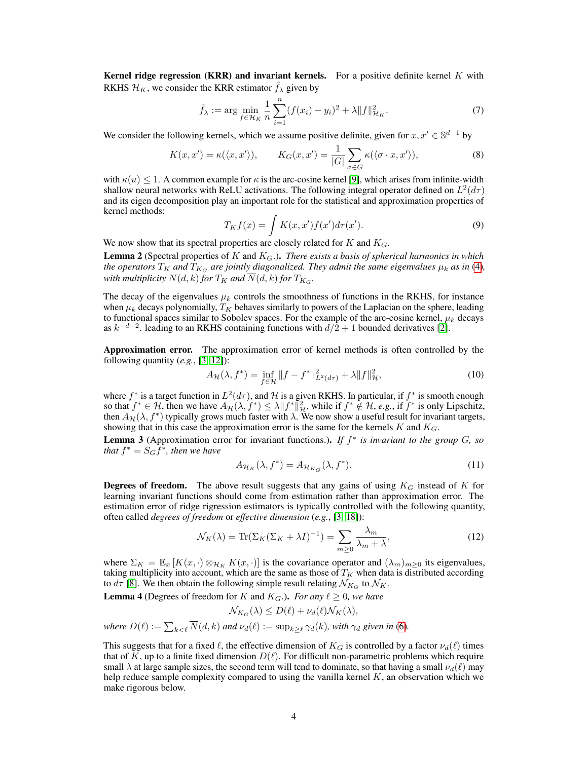**Kernel ridge regression (KRR) and invariant kernels.** For a positive definite kernel $K$ with RKHS $\mathcal{H}_K$, we consider the KRR estimator $\hat{f}_\lambda$ given by

$$\hat{f}_\lambda := \arg\min_{f \in \mathcal{H}_K} \frac{1}{n} \sum_{i=1}^{n} (f(x_i) - y_i)^2 + \lambda \|f\|_{\mathcal{H}_K}^2. \tag{7}$$

We consider the following kernels, which we assume positive definite, given for $x, x' \in \mathbb{S}^{d-1}$ by

$$K(x, x') = \kappa(\langle x, x' \rangle), \qquad K_G(x, x') = \frac{1}{|G|} \sum_{\sigma \in G} \kappa(\langle \sigma \cdot x, x' \rangle), \tag{8}$$

with $\kappa(u) \leq 1$. A common example for $\kappa$ is the arc-cosine kernel [9], which arises from infinite-width shallow neural networks with ReLU activations. The following integral operator defined on $L^2(d\tau)$ and its eigen decomposition play an important role for the statistical and approximation properties of kernel methods:

$$T_K f(x) = \int K(x, x') f(x') d\tau(x'). \tag{9}$$

We now show that its spectral properties are closely related for $K$ and $K_G$.

**Lemma 2** (Spectral properties of $K$ and $K_G$.). *There exists a basis of spherical harmonics in which the operators $T_K$ and $T_{K_G}$ are jointly diagonalized. They admit the same eigenvalues $\mu_k$ as in (4), with multiplicity $N(d,k)$ for $T_K$ and $\overline{N}(d,k)$ for $T_{K_G}$.*

The decay of the eigenvalues $\mu_k$ controls the smoothness of functions in the RKHS, for instance when $\mu_k$ decays polynomially, $T_K$ behaves similarly to powers of the Laplacian on the sphere, leading to functional spaces similar to Sobolev spaces. For the example of the arc-cosine kernel, $\mu_k$ decays as $k^{-d-2}$. leading to an RKHS containing functions with $d/2 + 1$ bounded derivatives [2].

**Approximation error.** The approximation error of kernel methods is often controlled by the following quantity (*e.g.*, [3, 12]):

$$A_{\mathcal{H}}(\lambda, f^*) = \inf_{f \in \mathcal{H}} \|f - f^*\|_{L^2(d\tau)}^2 + \lambda \|f\|_{\mathcal{H}}^2, \tag{10}$$

where $f^*$ is a target function in $L^2(d\tau)$, and $\mathcal{H}$ is a given RKHS. In particular, if $f^*$ is smooth enough so that $f^* \in \mathcal{H}$, then we have $A_{\mathcal{H}}(\lambda, f^*) \leq \lambda \|f^*\|_{\mathcal{H}}^2$, while if $f^* \notin \mathcal{H}$, *e.g.*, if $f^*$ is only Lipschitz, then $A_{\mathcal{H}}(\lambda, f^*)$ typically grows much faster with $\lambda$. We now show a useful result for invariant targets, showing that in this case the approximation error is the same for the kernels $K$ and $K_G$.

**Lemma 3** (Approximation error for invariant functions.). *If $f^*$ is invariant to the group $G$, so that $f^* = S_G f^*$, then we have*

$$A_{\mathcal{H}_K}(\lambda, f^*) = A_{\mathcal{H}_{K_G}}(\lambda, f^*). \tag{11}$$

**Degrees of freedom.** The above result suggests that any gains of using $K_G$ instead of $K$ for learning invariant functions should come from estimation rather than approximation error. The estimation error of ridge rigression estimators is typically controlled with the following quantity, often called *degrees of freedom* or *effective dimension* (*e.g.*, [3, 18]):

$$\mathcal{N}_K(\lambda) = \operatorname{Tr}(\Sigma_K(\Sigma_K + \lambda I)^{-1}) = \sum_{m \geq 0} \frac{\lambda_m}{\lambda_m + \lambda}, \tag{12}$$

where $\Sigma_K = \mathbb{E}_x [K(x, \cdot) \otimes_{\mathcal{H}_K} K(x, \cdot)]$ is the covariance operator and $(\lambda_m)_{m \geq 0}$ its eigenvalues, taking multiplicity into account, which are the same as those of $T_K$ when data is distributed according to $d\tau$ [8]. We then obtain the following simple result relating $\mathcal{N}_{K_G}$ to $\mathcal{N}_K$.

**Lemma 4** (Degrees of freedom for $K$ and $K_G$.). *For any $\ell \geq 0$, we have*

$$\mathcal{N}_{K_G}(\lambda) \leq D(\ell) + \nu_d(\ell) \mathcal{N}_K(\lambda),$$

*where $D(\ell) := \sum_{k<\ell} \overline{N}(d,k)$ and $\nu_d(\ell) := \sup_{k \geq \ell} \gamma_d(k)$, with $\gamma_d$ given in (6).*

This suggests that for a fixed $\ell$, the effective dimension of $K_G$ is controlled by a factor $\nu_d(\ell)$ times that of $K$, up to a finite fixed dimension $D(\ell)$. For difficult non-parametric problems which require small $\lambda$ at large sample sizes, the second term will tend to dominate, so that having a small $\nu_d(\ell)$ may help reduce sample complexity compared to using the vanilla kernel $K$, an observation which we make rigorous below.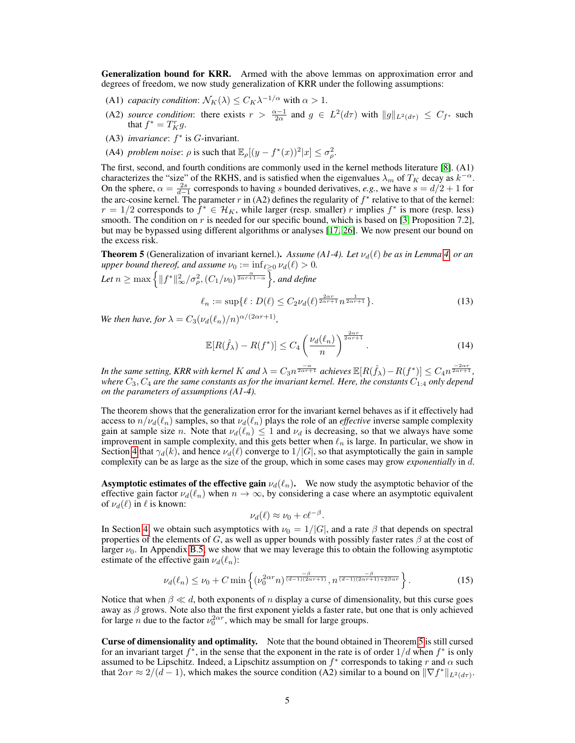**Generalization bound for KRR.** Armed with the above lemmas on approximation error and degrees of freedom, we now study generalization of KRR under the following assumptions:

- (A1) *capacity condition*: $\mathcal{N}_K(\lambda) \leq C_K \lambda^{-1/\alpha}$ with $\alpha > 1$.
- (A2) *source condition*: there exists $r > \frac{\alpha-1}{2\alpha}$ and $g \in L^2(d\tau)$ with $\|g\|_{L^2(d\tau)} \leq C_{f^*}$ such that $f^* = T_K^r g$.
- (A3) *invariance*: $f^*$ is $G$-invariant.
- (A4) *problem noise*: $\rho$ is such that $\mathbb{E}_\rho[(y - f^*(x))^2|x] \leq \sigma_\rho^2$.

The first, second, and fourth conditions are commonly used in the kernel methods literature [8]. (A1) characterizes the "size" of the RKHS, and is satisfied when the eigenvalues $\lambda_m$ of $T_K$ decay as $k^{-\alpha}$. On the sphere, $\alpha = \frac{2s}{d-1}$ corresponds to having $s$ bounded derivatives, *e.g.*, we have $s = d/2 + 1$ for the arc-cosine kernel. The parameter $r$ in (A2) defines the regularity of $f^*$ relative to that of the kernel: $r = 1/2$ corresponds to $f^* \in \mathcal{H}_K$, while larger (resp. smaller) $r$ implies $f^*$ is more (resp. less) smooth. The condition on $r$ is needed for our specific bound, which is based on [3, Proposition 7.2], but may be bypassed using different algorithms or analyses [17, 26]. We now present our bound on the excess risk.

**Theorem 5** (Generalization of invariant kernel.)**.** *Assume (A1-4). Let $\nu_d(\ell)$ be as in Lemma 4, or an upper bound thereof, and assume $\nu_0 := \inf_{\ell \geq 0} \nu_d(\ell) > 0$. Let $n \geq \max\left\{\|f^*\|_\infty^2/\sigma_\rho^2, (C_1/\nu_0)^{\frac{\alpha}{2\alpha r+1-\alpha}}\right\}$, and define*

$$\ell_n := \sup\{\ell : D(\ell) \leq C_2 \nu_d(\ell)^{\frac{2\alpha r}{2\alpha r+1}} n^{\frac{1}{2\alpha r+1}}\}. \tag{13}$$

*We then have, for $\lambda = C_3(\nu_d(\ell_n)/n)^{\alpha/(2\alpha r+1)}$,*

$$\mathbb{E}[R(\hat{f}_\lambda) - R(f^*)] \leq C_4 \left(\frac{\nu_d(\ell_n)}{n}\right)^{\frac{2\alpha r}{2\alpha r+1}}. \tag{14}$$

*In the same setting, KRR with kernel $K$ and $\lambda = C_3 n^{\frac{-\alpha}{2\alpha r+1}}$ achieves $\mathbb{E}[R(\hat{f}_\lambda) - R(f^*)] \leq C_4 n^{\frac{-2\alpha r}{2\alpha r+1}}$, where $C_3, C_4$ are the same constants as for the invariant kernel. Here, the constants $C_{1:4}$ only depend on the parameters of assumptions (A1-4).*

The theorem shows that the generalization error for the invariant kernel behaves as if it effectively had access to $n/\nu_d(\ell_n)$ samples, so that $\nu_d(\ell_n)$ plays the role of an *effective* inverse sample complexity gain at sample size $n$. Note that $\nu_d(\ell_n) \leq 1$ and $\nu_d$ is decreasing, so that we always have some improvement in sample complexity, and this gets better when $\ell_n$ is large. In particular, we show in Section 4 that $\gamma_d(k)$, and hence $\nu_d(\ell)$ converge to $1/|G|$, so that asymptotically the gain in sample complexity can be as large as the size of the group, which in some cases may grow *exponentially* in $d$.

**Asymptotic estimates of the effective gain $\nu_d(\ell_n)$.** We now study the asymptotic behavior of the effective gain factor $\nu_d(\ell_n)$ when $n \to \infty$, by considering a case where an asymptotic equivalent of $\nu_d(\ell)$ in $\ell$ is known:

$$\nu_d(\ell) \approx \nu_0 + c\ell^{-\beta}.$$

In Section 4, we obtain such asymptotics with $\nu_0 = 1/|G|$, and a rate $\beta$ that depends on spectral properties of the elements of $G$, as well as upper bounds with possibly faster rates $\beta$ at the cost of larger $\nu_0$. In Appendix B.5, we show that we may leverage this to obtain the following asymptotic estimate of the effective gain $\nu_d(\ell_n)$:

$$\nu_d(\ell_n) \leq \nu_0 + C \min\left\{(\nu_0^{2\alpha r} n)^{\frac{-\beta}{(d-1)(2\alpha r+1)}}, n^{\frac{-\beta}{(d-1)(2\alpha r+1)+2\beta\alpha r}}\right\}. \tag{15}$$

Notice that when $\beta \ll d$, both exponents of $n$ display a curse of dimensionality, but this curse goes away as $\beta$ grows. Note also that the first exponent yields a faster rate, but one that is only achieved for large $n$ due to the factor $\nu_0^{2\alpha r}$, which may be small for large groups.

**Curse of dimensionality and optimality.** Note that the bound obtained in Theorem 5 is still cursed for an invariant target $f^*$, in the sense that the exponent in the rate is of order $1/d$ when $f^*$ is only assumed to be Lipschitz. Indeed, a Lipschitz assumption on $f^*$ corresponds to taking $r$ and $\alpha$ such that $2\alpha r \approx 2/(d-1)$, which makes the source condition (A2) similar to a bound on $\|\nabla f^*\|_{L^2(d\tau)}$.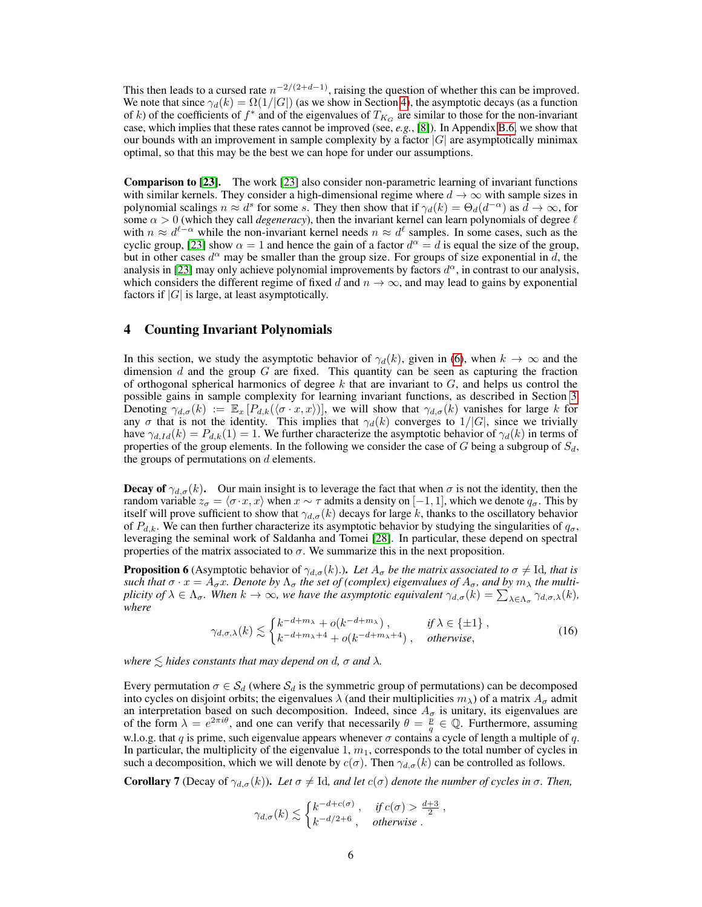This then leads to a cursed rate $n^{-2/(2+d-1)}$, raising the question of whether this can be improved. We note that since $\gamma_d(k) = \Omega(1/|G|)$ (as we show in Section 4), the asymptotic decays (as a function of $k$) of the coefficients of $f^*$ and of the eigenvalues of $T_{K_G}$ are similar to those for the non-invariant case, which implies that these rates cannot be improved (see, *e.g.*, [8]). In Appendix B.6, we show that our bounds with an improvement in sample complexity by a factor $|G|$ are asymptotically minimax optimal, so that this may be the best we can hope for under our assumptions.

**Comparison to [23].** The work [23] also consider non-parametric learning of invariant functions with similar kernels. They consider a high-dimensional regime where $d \to \infty$ with sample sizes in polynomial scalings $n \approx d^s$ for some $s$. They then show that if $\gamma_d(k) = \Theta_d(d^{-\alpha})$ as $d \to \infty$, for some $\alpha > 0$ (which they call *degeneracy*), then the invariant kernel can learn polynomials of degree $\ell$ with $n \approx d^{\ell-\alpha}$ while the non-invariant kernel needs $n \approx d^\ell$ samples. In some cases, such as the cyclic group, [23] show $\alpha = 1$ and hence the gain of a factor $d^\alpha = d$ is equal the size of the group, but in other cases $d^\alpha$ may be smaller than the group size. For groups of size exponential in $d$, the analysis in [23] may only achieve polynomial improvements by factors $d^\alpha$, in contrast to our analysis, which considers the different regime of fixed $d$ and $n \to \infty$, and may lead to gains by exponential factors if $|G|$ is large, at least asymptotically.

## 4 Counting Invariant Polynomials

In this section, we study the asymptotic behavior of $\gamma_d(k)$, given in (6), when $k \to \infty$ and the dimension $d$ and the group $G$ are fixed. This quantity can be seen as capturing the fraction of orthogonal spherical harmonics of degree $k$ that are invariant to $G$, and helps us control the possible gains in sample complexity for learning invariant functions, as described in Section 3. Denoting $\gamma_{d,\sigma}(k) := \mathbb{E}_x [P_{d,k}(\langle \sigma \cdot x, x \rangle)]$, we will show that $\gamma_{d,\sigma}(k)$ vanishes for large $k$ for any $\sigma$ that is not the identity. This implies that $\gamma_d(k)$ converges to $1/|G|$, since we trivially have $\gamma_{d,Id}(k) = P_{d,k}(1) = 1$. We further characterize the asymptotic behavior of $\gamma_d(k)$ in terms of properties of the group elements. In the following we consider the case of $G$ being a subgroup of $S_d$, the groups of permutations on $d$ elements.

**Decay of $\gamma_{d,\sigma}(k)$.** Our main insight is to leverage the fact that when $\sigma$ is not the identity, then the random variable $z_\sigma = \langle \sigma \cdot x, x \rangle$ when $x \sim \tau$ admits a density on $[-1, 1]$, which we denote $q_\sigma$. This by itself will prove sufficient to show that $\gamma_{d,\sigma}(k)$ decays for large $k$, thanks to the oscillatory behavior of $P_{d,k}$. We can then further characterize its asymptotic behavior by studying the singularities of $q_\sigma$, leveraging the seminal work of Saldanha and Tomei [28]. In particular, these depend on spectral properties of the matrix associated to $\sigma$. We summarize this in the next proposition.

**Proposition 6** (Asymptotic behavior of $\gamma_{d,\sigma}(k)$.)**.** *Let $A_\sigma$ be the matrix associated to $\sigma \neq \mathrm{Id}$, that is such that $\sigma \cdot x = A_\sigma x$. Denote by $\Lambda_\sigma$ the set of (complex) eigenvalues of $A_\sigma$, and by $m_\lambda$ the multiplicity of $\lambda \in \Lambda_\sigma$. When $k \to \infty$, we have the asymptotic equivalent $\gamma_{d,\sigma}(k) = \sum_{\lambda \in \Lambda_\sigma} \gamma_{d,\sigma,\lambda}(k)$, where*

$$\gamma_{d,\sigma,\lambda}(k) \lesssim \begin{cases} k^{-d+m_\lambda} + o(k^{-d+m_\lambda}), & \text{if } \lambda \in \{\pm 1\}, \\ k^{-d+m_\lambda+4} + o(k^{-d+m_\lambda+4}), & \text{otherwise,} \end{cases} \tag{16}$$

*where $\lesssim$ hides constants that may depend on $d$, $\sigma$ and $\lambda$.*

Every permutation $\sigma \in \mathcal{S}_d$ (where $\mathcal{S}_d$ is the symmetric group of permutations) can be decomposed into cycles on disjoint orbits; the eigenvalues $\lambda$ (and their multiplicities $m_\lambda$) of a matrix $A_\sigma$ admit an interpretation based on such decomposition. Indeed, since $A_\sigma$ is unitary, its eigenvalues are of the form $\lambda = e^{2\pi i \theta}$, and one can verify that necessarily $\theta = \frac{p}{q} \in \mathbb{Q}$. Furthermore, assuming w.l.o.g. that $q$ is prime, such eigenvalue appears whenever $\sigma$ contains a cycle of length a multiple of $q$. In particular, the multiplicity of the eigenvalue 1, $m_1$, corresponds to the total number of cycles in such a decomposition, which we will denote by $c(\sigma)$. Then $\gamma_{d,\sigma}(k)$ can be controlled as follows.

**Corollary 7** (Decay of $\gamma_{d,\sigma}(k)$)**.** *Let $\sigma \neq \mathrm{Id}$, and let $c(\sigma)$ denote the number of cycles in $\sigma$. Then,*

$$\gamma_{d,\sigma}(k) \lesssim \begin{cases} k^{-d+c(\sigma)}, & \text{if } c(\sigma) > \frac{d+3}{2}, \\ k^{-d/2+6}, & \text{otherwise.} \end{cases}$$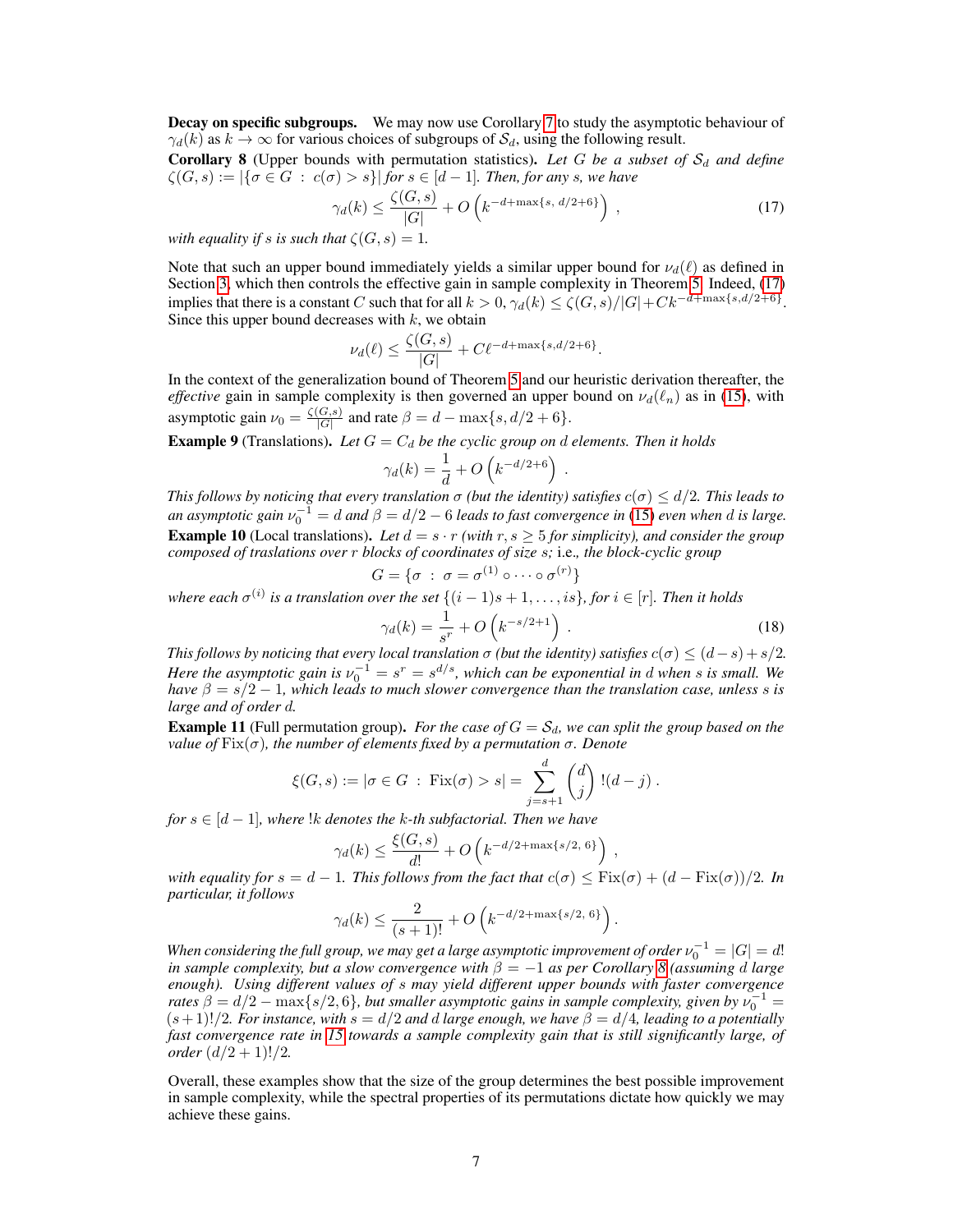**Decay on specific subgroups.** We may now use Corollary 7 to study the asymptotic behaviour of $\gamma_d(k)$ as $k \to \infty$ for various choices of subgroups of $\mathcal{S}_d$, using the following result.

**Corollary 8** (Upper bounds with permutation statistics). *Let $G$ be a subset of $\mathcal{S}_d$ and define $\zeta(G,s) := |\{\sigma \in G \;:\; c(\sigma) > s\}|$ for $s \in [d-1]$. Then, for any $s$, we have*

$$\gamma_d(k) \leq \frac{\zeta(G,s)}{|G|} + O\left(k^{-d+\max\{s,\, d/2+6\}}\right) , \tag{17}$$

*with equality if $s$ is such that $\zeta(G,s) = 1$.*

Note that such an upper bound immediately yields a similar upper bound for $\nu_d(\ell)$ as defined in Section 3, which then controls the effective gain in sample complexity in Theorem 5. Indeed, (17) implies that there is a constant $C$ such that for all $k > 0$, $\gamma_d(k) \leq \zeta(G,s)/|G| + Ck^{-d+\max\{s,d/2+6\}}$. Since this upper bound decreases with $k$, we obtain

$$\nu_d(\ell) \leq \frac{\zeta(G,s)}{|G|} + C\ell^{-d+\max\{s,d/2+6\}}.$$

In the context of the generalization bound of Theorem 5 and our heuristic derivation thereafter, the *effective* gain in sample complexity is then governed an upper bound on $\nu_d(\ell_n)$ as in (15), with asymptotic gain $\nu_0 = \frac{\zeta(G,s)}{|G|}$ and rate $\beta = d - \max\{s, d/2+6\}$.

**Example 9** (Translations). *Let $G = C_d$ be the cyclic group on $d$ elements. Then it holds*

$$\gamma_d(k) = \frac{1}{d} + O\left(k^{-d/2+6}\right) .$$

*This follows by noticing that every translation $\sigma$ (but the identity) satisfies $c(\sigma) \leq d/2$. This leads to an asymptotic gain $\nu_0^{-1} = d$ and $\beta = d/2 - 6$ leads to fast convergence in (15) even when $d$ is large.*

**Example 10** (Local translations). *Let $d = s \cdot r$ (with $r, s \geq 5$ for simplicity), and consider the group composed of traslations over $r$ blocks of coordinates of size $s$;* i.e.*, the block-cyclic group*

$$G = \{\sigma \;:\; \sigma = \sigma^{(1)} \circ \cdots \circ \sigma^{(r)}\}$$

*where each $\sigma^{(i)}$ is a translation over the set $\{(i-1)s+1, \ldots, is\}$, for $i \in [r]$. Then it holds*

$$\gamma_d(k) = \frac{1}{s^r} + O\left(k^{-s/2+1}\right) . \tag{18}$$

*This follows by noticing that every local translation $\sigma$ (but the identity) satisfies $c(\sigma) \leq (d-s) + s/2$. Here the asymptotic gain is $\nu_0^{-1} = s^r = s^{d/s}$, which can be exponential in $d$ when $s$ is small. We have $\beta = s/2 - 1$, which leads to much slower convergence than the translation case, unless $s$ is large and of order $d$.*

**Example 11** (Full permutation group). *For the case of $G = \mathcal{S}_d$, we can split the group based on the value of $\mathrm{Fix}(\sigma)$, the number of elements fixed by a permutation $\sigma$. Denote*

$$\xi(G,s) := |\sigma \in G \;:\; \mathrm{Fix}(\sigma) > s| = \sum_{j=s+1}^{d} \binom{d}{j} \,!(d-j) \,.$$

*for $s \in [d-1]$, where $!k$ denotes the $k$-th subfactorial. Then we have*

$$\gamma_d(k) \leq \frac{\xi(G,s)}{d!} + O\left(k^{-d/2+\max\{s/2,\, 6\}}\right) ,$$

*with equality for $s = d-1$. This follows from the fact that $c(\sigma) \leq \mathrm{Fix}(\sigma) + (d - \mathrm{Fix}(\sigma))/2$. In particular, it follows*

$$\gamma_d(k) \leq \frac{2}{(s+1)!} + O\left(k^{-d/2+\max\{s/2,\, 6\}}\right) .$$

*When considering the full group, we may get a large asymptotic improvement of order $\nu_0^{-1} = |G| = d!$ in sample complexity, but a slow convergence with $\beta = -1$ as per Corollary 8 (assuming $d$ large enough). Using different values of $s$ may yield different upper bounds with faster convergence rates $\beta = d/2 - \max\{s/2, 6\}$, but smaller asymptotic gains in sample complexity, given by $\nu_0^{-1} = (s+1)!/2$. For instance, with $s = d/2$ and $d$ large enough, we have $\beta = d/4$, leading to a potentially fast convergence rate in 15 towards a sample complexity gain that is still significantly large, of order $(d/2+1)!/2$.*

Overall, these examples show that the size of the group determines the best possible improvement in sample complexity, while the spectral properties of its permutations dictate how quickly we may achieve these gains.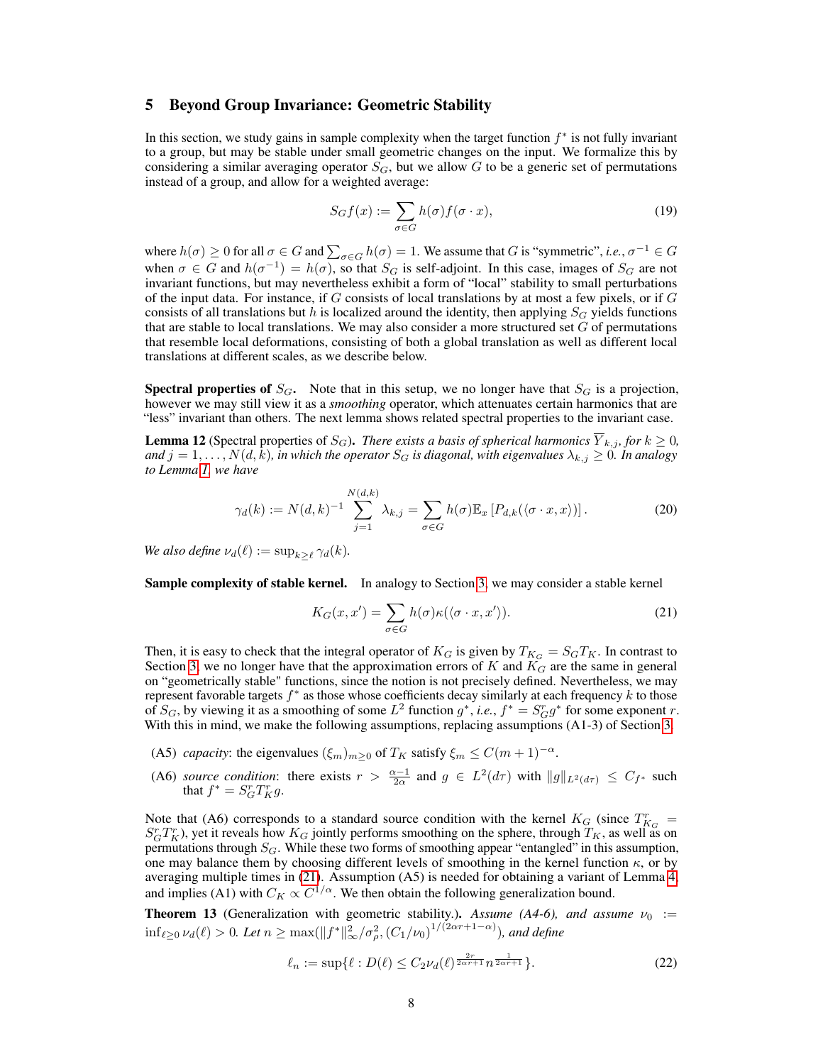## 5 Beyond Group Invariance: Geometric Stability

In this section, we study gains in sample complexity when the target function $f^*$ is not fully invariant to a group, but may be stable under small geometric changes on the input. We formalize this by considering a similar averaging operator $S_G$, but we allow $G$ to be a generic set of permutations instead of a group, and allow for a weighted average:

$$S_G f(x) := \sum_{\sigma \in G} h(\sigma) f(\sigma \cdot x), \tag{19}$$

where $h(\sigma) \geq 0$ for all $\sigma \in G$ and $\sum_{\sigma \in G} h(\sigma) = 1$. We assume that $G$ is "symmetric", *i.e.*, $\sigma^{-1} \in G$ when $\sigma \in G$ and $h(\sigma^{-1}) = h(\sigma)$, so that $S_G$ is self-adjoint. In this case, images of $S_G$ are not invariant functions, but may nevertheless exhibit a form of "local" stability to small perturbations of the input data. For instance, if $G$ consists of local translations by at most a few pixels, or if $G$ consists of all translations but $h$ is localized around the identity, then applying $S_G$ yields functions that are stable to local translations. We may also consider a more structured set $G$ of permutations that resemble local deformations, consisting of both a global translation as well as different local translations at different scales, as we describe below.

**Spectral properties of $S_G$.** Note that in this setup, we no longer have that $S_G$ is a projection, however we may still view it as a *smoothing* operator, which attenuates certain harmonics that are "less" invariant than others. The next lemma shows related spectral properties to the invariant case.

**Lemma 12** (Spectral properties of $S_G$). *There exists a basis of spherical harmonics $\overline{Y}_{k,j}$, for $k \geq 0$, and $j = 1, \ldots, N(d,k)$, in which the operator $S_G$ is diagonal, with eigenvalues $\lambda_{k,j} \geq 0$. In analogy to Lemma 1, we have*

$$\gamma_d(k) := N(d,k)^{-1} \sum_{j=1}^{N(d,k)} \lambda_{k,j} = \sum_{\sigma \in G} h(\sigma) \mathbb{E}_x \left[ P_{d,k}(\langle \sigma \cdot x, x \rangle) \right]. \tag{20}$$

*We also define $\nu_d(\ell) := \sup_{k \geq \ell} \gamma_d(k)$.*

**Sample complexity of stable kernel.** In analogy to Section 3, we may consider a stable kernel

$$K_G(x, x') = \sum_{\sigma \in G} h(\sigma) \kappa(\langle \sigma \cdot x, x' \rangle). \tag{21}$$

Then, it is easy to check that the integral operator of $K_G$ is given by $T_{K_G} = S_G T_K$. In contrast to Section 3, we no longer have that the approximation errors of $K$ and $K_G$ are the same in general on "geometrically stable" functions, since the notion is not precisely defined. Nevertheless, we may represent favorable targets $f^*$ as those whose coefficients decay similarly at each frequency $k$ to those of $S_G$, by viewing it as a smoothing of some $L^2$ function $g^*$, *i.e.*, $f^* = S_G^r g^*$ for some exponent $r$. With this in mind, we make the following assumptions, replacing assumptions (A1-3) of Section 3.

- (A5) *capacity*: the eigenvalues $(\xi_m)_{m \geq 0}$ of $T_K$ satisfy $\xi_m \leq C(m+1)^{-\alpha}$.
- (A6) *source condition*: there exists $r > \frac{\alpha - 1}{2\alpha}$ and $g \in L^2(d\tau)$ with $\|g\|_{L^2(d\tau)} \leq C_{f^*}$ such that $f^* = S_G^r T_K^r g$.

Note that (A6) corresponds to a standard source condition with the kernel $K_G$ (since $T_{K_G}^r = S_G^r T_K^r$), yet it reveals how $K_G$ jointly performs smoothing on the sphere, through $T_K$, as well as on permutations through $S_G$. While these two forms of smoothing appear "entangled" in this assumption, one may balance them by choosing different levels of smoothing in the kernel function $\kappa$, or by averaging multiple times in (21). Assumption (A5) is needed for obtaining a variant of Lemma 4, and implies (A1) with $C_K \propto C^{1/\alpha}$. We then obtain the following generalization bound.

**Theorem 13** (Generalization with geometric stability.). *Assume (A4-6), and assume $\nu_0 := \inf_{\ell \geq 0} \nu_d(\ell) > 0$. Let $n \geq \max(\|f^*\|_\infty^2 / \sigma_\rho^2, (C_1/\nu_0)^{1/(2\alpha r + 1 - \alpha)})$, and define*

$$\ell_n := \sup\{\ell : D(\ell) \leq C_2 \nu_d(\ell)^{\frac{2r}{2\alpha r + 1}} n^{\frac{1}{2\alpha r + 1}}\}. \tag{22}$$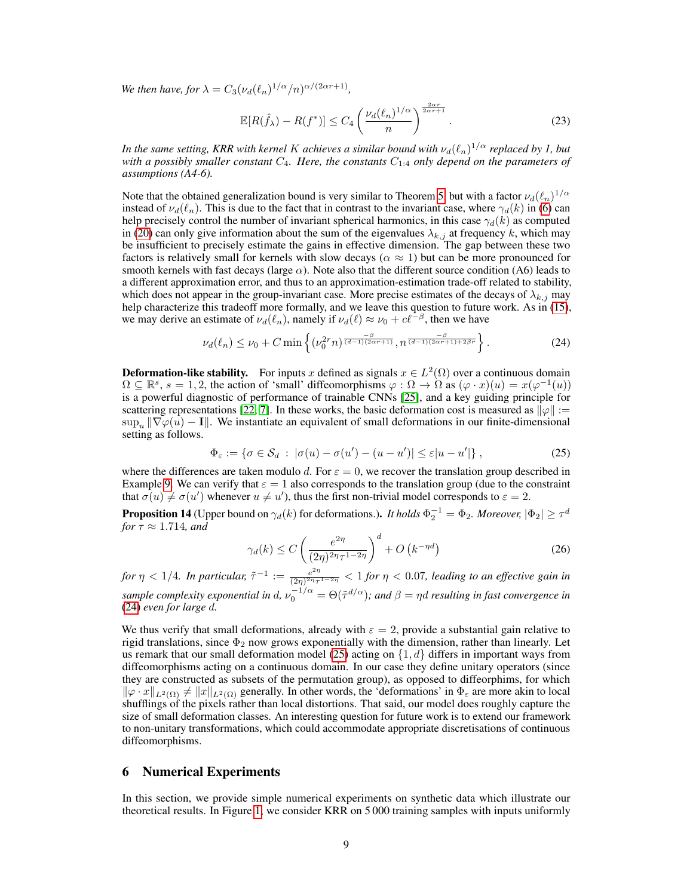*We then have, for $\lambda = C_3(\nu_d(\ell_n)^{1/\alpha}/n)^{\alpha/(2\alpha r+1)}$,*

$$\mathbb{E}[R(\hat{f}_\lambda) - R(f^*)] \leq C_4 \left(\frac{\nu_d(\ell_n)^{1/\alpha}}{n}\right)^{\frac{2\alpha r}{2\alpha r+1}}. \tag{23}$$

*In the same setting, KRR with kernel $K$ achieves a similar bound with $\nu_d(\ell_n)^{1/\alpha}$ replaced by 1, but with a possibly smaller constant $C_4$. Here, the constants $C_{1:4}$ only depend on the parameters of assumptions (A4-6).*

Note that the obtained generalization bound is very similar to Theorem 5, but with a factor $\nu_d(\ell_n)^{1/\alpha}$ instead of $\nu_d(\ell_n)$. This is due to the fact that in contrast to the invariant case, where $\gamma_d(k)$ in (6) can help precisely control the number of invariant spherical harmonics, in this case $\gamma_d(k)$ as computed in (20) can only give information about the sum of the eigenvalues $\lambda_{k,j}$ at frequency $k$, which may be insufficient to precisely estimate the gains in effective dimension. The gap between these two factors is relatively small for kernels with slow decays ($\alpha \approx 1$) but can be more pronounced for smooth kernels with fast decays (large $\alpha$). Note also that the different source condition (A6) leads to a different approximation error, and thus to an approximation-estimation trade-off related to stability, which does not appear in the group-invariant case. More precise estimates of the decays of $\lambda_{k,j}$ may help characterize this tradeoff more formally, and we leave this question to future work. As in (15), we may derive an estimate of $\nu_d(\ell_n)$, namely if $\nu_d(\ell) \approx \nu_0 + c\ell^{-\beta}$, then we have

$$\nu_d(\ell_n) \leq \nu_0 + C \min\left\{(\nu_0^{2r} n)^{\frac{-\beta}{(d-1)(2\alpha r+1)}}, n^{\frac{-\beta}{(d-1)(2\alpha r+1)+2\beta r}}\right\}. \tag{24}$$

**Deformation-like stability.** For inputs $x$ defined as signals $x \in L^2(\Omega)$ over a continuous domain $\Omega \subseteq \mathbb{R}^s$, $s = 1, 2$, the action of 'small' diffeomorphisms $\varphi : \Omega \to \Omega$ as $(\varphi \cdot x)(u) = x(\varphi^{-1}(u))$ is a powerful diagnostic of performance of trainable CNNs [25], and a key guiding principle for scattering representations [22, 7]. In these works, the basic deformation cost is measured as $\|\varphi\| := \sup_u \|\nabla\varphi(u) - \mathbf{I}\|$. We instantiate an equivalent of small deformations in our finite-dimensional setting as follows.

$$\Phi_\varepsilon := \{\sigma \in \mathcal{S}_d \ : \ |\sigma(u) - \sigma(u') - (u - u')| \leq \varepsilon |u - u'|\}, \tag{25}$$

where the differences are taken modulo $d$. For $\varepsilon = 0$, we recover the translation group described in Example 9. We can verify that $\varepsilon = 1$ also corresponds to the translation group (due to the constraint that $\sigma(u) \neq \sigma(u')$ whenever $u \neq u'$), thus the first non-trivial model corresponds to $\varepsilon = 2$.

**Proposition 14** (Upper bound on $\gamma_d(k)$ for deformations.). *It holds $\Phi_2^{-1} = \Phi_2$. Moreover, $|\Phi_2| \geq \tau^d$ for $\tau \approx 1.714$, and*

$$\gamma_d(k) \leq C \left(\frac{e^{2\eta}}{(2\eta)^{2\eta}\tau^{1-2\eta}}\right)^d + O\left(k^{-\eta d}\right) \tag{26}$$

*for $\eta < 1/4$. In particular, $\tilde{\tau}^{-1} := \frac{e^{2\eta}}{(2\eta)^{2\eta}\tau^{1-2\eta}} < 1$ for $\eta < 0.07$, leading to an effective gain in sample complexity exponential in $d$, $\nu_0^{-1/\alpha} = \Theta(\tilde{\tau}^{d/\alpha})$; and $\beta = \eta d$ resulting in fast convergence in (24) even for large $d$.*

We thus verify that small deformations, already with $\varepsilon = 2$, provide a substantial gain relative to rigid translations, since $\Phi_2$ now grows exponentially with the dimension, rather than linearly. Let us remark that our small deformation model (25) acting on $\{1, d\}$ differs in important ways from diffeomorphisms acting on a continuous domain. In our case they define unitary operators (since they are constructed as subsets of the permutation group), as opposed to diffeorphims, for which $\|\varphi \cdot x\|_{L^2(\Omega)} \neq \|x\|_{L^2(\Omega)}$ generally. In other words, the 'deformations' in $\Phi_\varepsilon$ are more akin to local shufflings of the pixels rather than local distortions. That said, our model does roughly capture the size of small deformation classes. An interesting question for future work is to extend our framework to non-unitary transformations, which could accommodate appropriate discretisations of continuous diffeomorphisms.

## 6 Numerical Experiments

In this section, we provide simple numerical experiments on synthetic data which illustrate our theoretical results. In Figure 1, we consider KRR on 5 000 training samples with inputs uniformly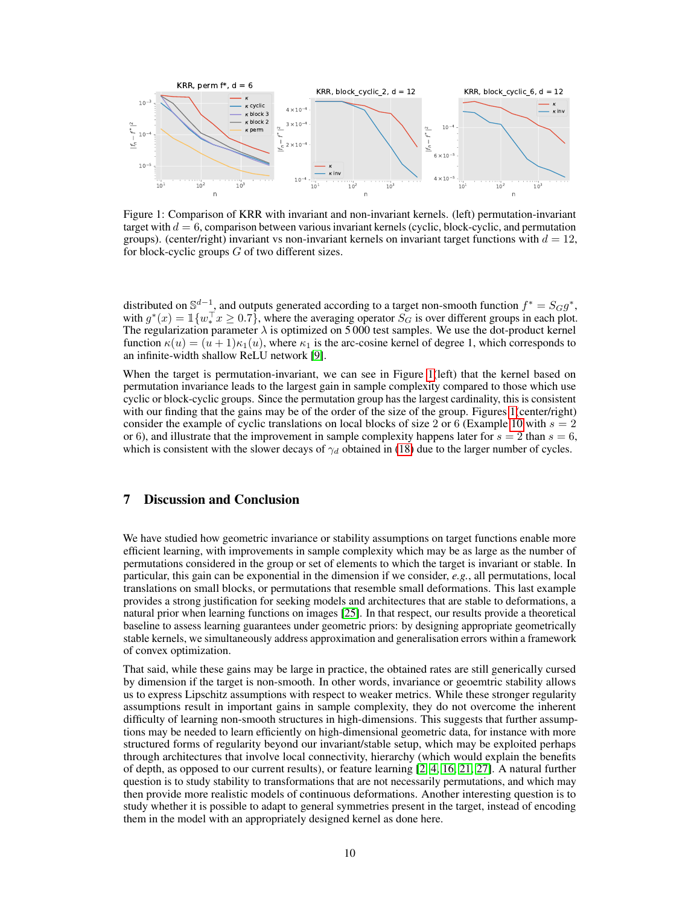Figure 1: Comparison of KRR with invariant and non-invariant kernels. (left) permutation-invariant target with $d = 6$, comparison between various invariant kernels (cyclic, block-cyclic, and permutation groups). (center/right) invariant vs non-invariant kernels on invariant target functions with $d = 12$, for block-cyclic groups $G$ of two different sizes.

distributed on $\mathbb{S}^{d-1}$, and outputs generated according to a target non-smooth function $f^* = S_G g^*$, with $g^*(x) = \mathbb{1}\{w_*^\top x \geq 0.7\}$, where the averaging operator $S_G$ is over different groups in each plot. The regularization parameter $\lambda$ is optimized on 5 000 test samples. We use the dot-product kernel function $\kappa(u) = (u + 1)\kappa_1(u)$, where $\kappa_1$ is the arc-cosine kernel of degree 1, which corresponds to an infinite-width shallow ReLU network [9].

When the target is permutation-invariant, we can see in Figure 1(left) that the kernel based on permutation invariance leads to the largest gain in sample complexity compared to those which use cyclic or block-cyclic groups. Since the permutation group has the largest cardinality, this is consistent with our finding that the gains may be of the order of the size of the group. Figures 1(center/right) consider the example of cyclic translations on local blocks of size 2 or 6 (Example 10 with $s = 2$ or 6), and illustrate that the improvement in sample complexity happens later for $s = 2$ than $s = 6$, which is consistent with the slower decays of $\gamma_d$ obtained in (18) due to the larger number of cycles.

## 7 Discussion and Conclusion

We have studied how geometric invariance or stability assumptions on target functions enable more efficient learning, with improvements in sample complexity which may be as large as the number of permutations considered in the group or set of elements to which the target is invariant or stable. In particular, this gain can be exponential in the dimension if we consider, *e.g.*, all permutations, local translations on small blocks, or permutations that resemble small deformations. This last example provides a strong justification for seeking models and architectures that are stable to deformations, a natural prior when learning functions on images [25]. In that respect, our results provide a theoretical baseline to assess learning guarantees under geometric priors: by designing appropriate geometrically stable kernels, we simultaneously address approximation and generalisation errors within a framework of convex optimization.

That said, while these gains may be large in practice, the obtained rates are still generically cursed by dimension if the target is non-smooth. In other words, invariance or geoemtric stability allows us to express Lipschitz assumptions with respect to weaker metrics. While these stronger regularity assumptions result in important gains in sample complexity, they do not overcome the inherent difficulty of learning non-smooth structures in high-dimensions. This suggests that further assumptions may be needed to learn efficiently on high-dimensional geometric data, for instance with more structured forms of regularity beyond our invariant/stable setup, which may be exploited perhaps through architectures that involve local connectivity, hierarchy (which would explain the benefits of depth, as opposed to our current results), or feature learning [2, 4, 16, 21, 27]. A natural further question is to study stability to transformations that are not necessarily permutations, and which may then provide more realistic models of continuous deformations. Another interesting question is to study whether it is possible to adapt to general symmetries present in the target, instead of encoding them in the model with an appropriately designed kernel as done here.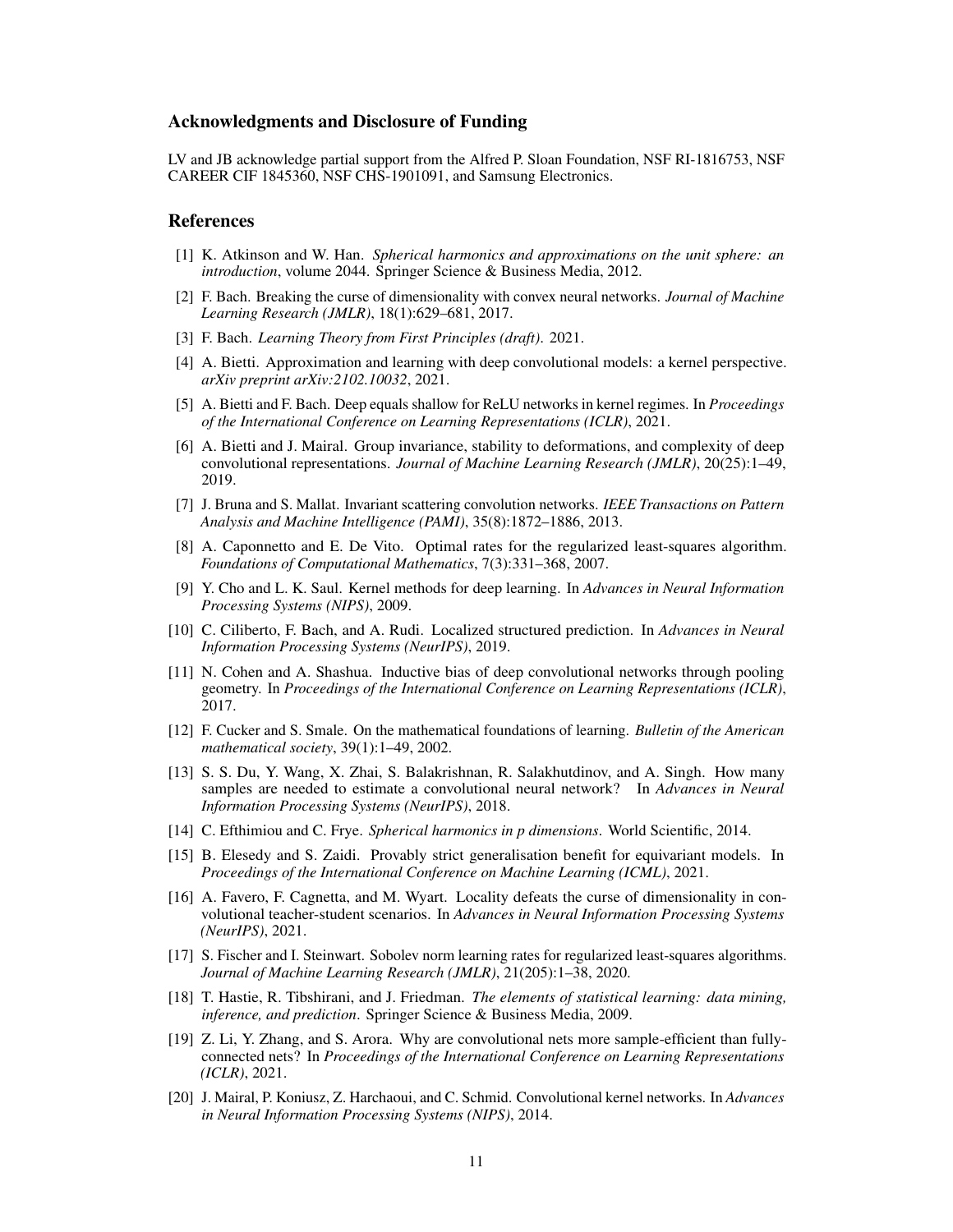## Acknowledgments and Disclosure of Funding

LV and JB acknowledge partial support from the Alfred P. Sloan Foundation, NSF RI-1816753, NSF CAREER CIF 1845360, NSF CHS-1901091, and Samsung Electronics.

## References

[1] K. Atkinson and W. Han. *Spherical harmonics and approximations on the unit sphere: an introduction*, volume 2044. Springer Science & Business Media, 2012.

[2] F. Bach. Breaking the curse of dimensionality with convex neural networks. *Journal of Machine Learning Research (JMLR)*, 18(1):629–681, 2017.

[3] F. Bach. *Learning Theory from First Principles (draft)*. 2021.

[4] A. Bietti. Approximation and learning with deep convolutional models: a kernel perspective. *arXiv preprint arXiv:2102.10032*, 2021.

[5] A. Bietti and F. Bach. Deep equals shallow for ReLU networks in kernel regimes. In *Proceedings of the International Conference on Learning Representations (ICLR)*, 2021.

[6] A. Bietti and J. Mairal. Group invariance, stability to deformations, and complexity of deep convolutional representations. *Journal of Machine Learning Research (JMLR)*, 20(25):1–49, 2019.

[7] J. Bruna and S. Mallat. Invariant scattering convolution networks. *IEEE Transactions on Pattern Analysis and Machine Intelligence (PAMI)*, 35(8):1872–1886, 2013.

[8] A. Caponnetto and E. De Vito. Optimal rates for the regularized least-squares algorithm. *Foundations of Computational Mathematics*, 7(3):331–368, 2007.

[9] Y. Cho and L. K. Saul. Kernel methods for deep learning. In *Advances in Neural Information Processing Systems (NIPS)*, 2009.

[10] C. Ciliberto, F. Bach, and A. Rudi. Localized structured prediction. In *Advances in Neural Information Processing Systems (NeurIPS)*, 2019.

[11] N. Cohen and A. Shashua. Inductive bias of deep convolutional networks through pooling geometry. In *Proceedings of the International Conference on Learning Representations (ICLR)*, 2017.

[12] F. Cucker and S. Smale. On the mathematical foundations of learning. *Bulletin of the American mathematical society*, 39(1):1–49, 2002.

[13] S. S. Du, Y. Wang, X. Zhai, S. Balakrishnan, R. Salakhutdinov, and A. Singh. How many samples are needed to estimate a convolutional neural network? In *Advances in Neural Information Processing Systems (NeurIPS)*, 2018.

[14] C. Efthimiou and C. Frye. *Spherical harmonics in p dimensions*. World Scientific, 2014.

[15] B. Elesedy and S. Zaidi. Provably strict generalisation benefit for equivariant models. In *Proceedings of the International Conference on Machine Learning (ICML)*, 2021.

[16] A. Favero, F. Cagnetta, and M. Wyart. Locality defeats the curse of dimensionality in convolutional teacher-student scenarios. In *Advances in Neural Information Processing Systems (NeurIPS)*, 2021.

[17] S. Fischer and I. Steinwart. Sobolev norm learning rates for regularized least-squares algorithms. *Journal of Machine Learning Research (JMLR)*, 21(205):1–38, 2020.

[18] T. Hastie, R. Tibshirani, and J. Friedman. *The elements of statistical learning: data mining, inference, and prediction*. Springer Science & Business Media, 2009.

[19] Z. Li, Y. Zhang, and S. Arora. Why are convolutional nets more sample-efficient than fully-connected nets? In *Proceedings of the International Conference on Learning Representations (ICLR)*, 2021.

[20] J. Mairal, P. Koniusz, Z. Harchaoui, and C. Schmid. Convolutional kernel networks. In *Advances in Neural Information Processing Systems (NIPS)*, 2014.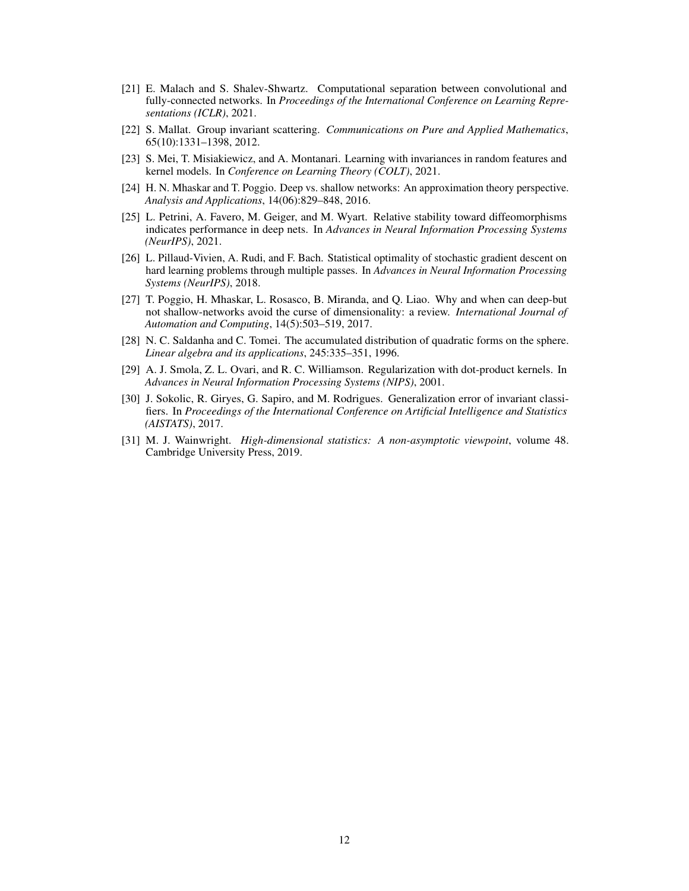[21] E. Malach and S. Shalev-Shwartz. Computational separation between convolutional and fully-connected networks. In *Proceedings of the International Conference on Learning Representations (ICLR)*, 2021.

[22] S. Mallat. Group invariant scattering. *Communications on Pure and Applied Mathematics*, 65(10):1331–1398, 2012.

[23] S. Mei, T. Misiakiewicz, and A. Montanari. Learning with invariances in random features and kernel models. In *Conference on Learning Theory (COLT)*, 2021.

[24] H. N. Mhaskar and T. Poggio. Deep vs. shallow networks: An approximation theory perspective. *Analysis and Applications*, 14(06):829–848, 2016.

[25] L. Petrini, A. Favero, M. Geiger, and M. Wyart. Relative stability toward diffeomorphisms indicates performance in deep nets. In *Advances in Neural Information Processing Systems (NeurIPS)*, 2021.

[26] L. Pillaud-Vivien, A. Rudi, and F. Bach. Statistical optimality of stochastic gradient descent on hard learning problems through multiple passes. In *Advances in Neural Information Processing Systems (NeurIPS)*, 2018.

[27] T. Poggio, H. Mhaskar, L. Rosasco, B. Miranda, and Q. Liao. Why and when can deep-but not shallow-networks avoid the curse of dimensionality: a review. *International Journal of Automation and Computing*, 14(5):503–519, 2017.

[28] N. C. Saldanha and C. Tomei. The accumulated distribution of quadratic forms on the sphere. *Linear algebra and its applications*, 245:335–351, 1996.

[29] A. J. Smola, Z. L. Ovari, and R. C. Williamson. Regularization with dot-product kernels. In *Advances in Neural Information Processing Systems (NIPS)*, 2001.

[30] J. Sokolic, R. Giryes, G. Sapiro, and M. Rodrigues. Generalization error of invariant classifiers. In *Proceedings of the International Conference on Artificial Intelligence and Statistics (AISTATS)*, 2017.

[31] M. J. Wainwright. *High-dimensional statistics: A non-asymptotic viewpoint*, volume 48. Cambridge University Press, 2019.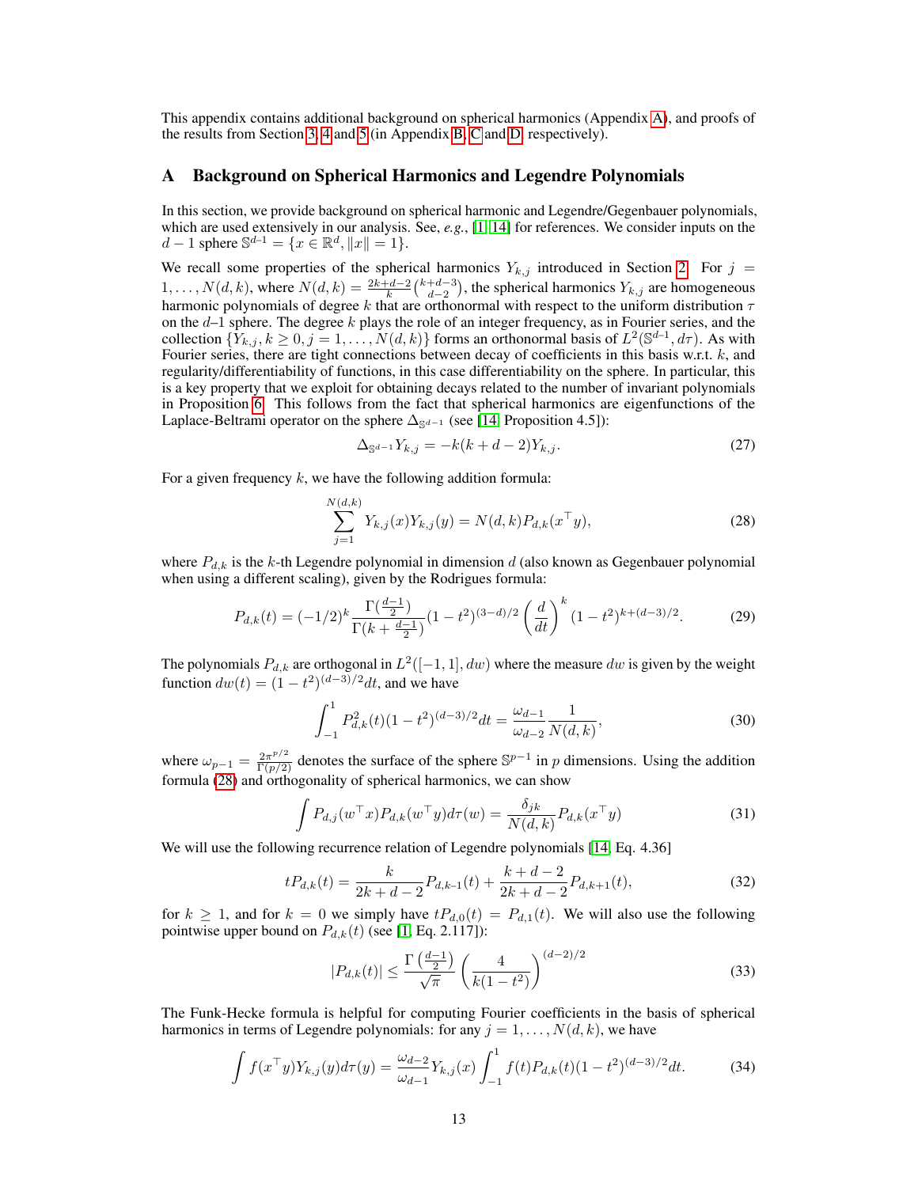This appendix contains additional background on spherical harmonics (Appendix A), and proofs of the results from Section 3, 4 and 5 (in Appendix B, C and D, respectively).

## A Background on Spherical Harmonics and Legendre Polynomials

In this section, we provide background on spherical harmonic and Legendre/Gegenbauer polynomials, which are used extensively in our analysis. See, *e.g.*, [1, 14] for references. We consider inputs on the $d-1$ sphere $\mathbb{S}^{d-1} = \{x \in \mathbb{R}^d, \|x\| = 1\}$.

We recall some properties of the spherical harmonics $Y_{k,j}$ introduced in Section 2. For $j = 1, \ldots, N(d,k)$, where $N(d,k) = \frac{2k+d-2}{k}\binom{k+d-3}{d-2}$, the spherical harmonics $Y_{k,j}$ are homogeneous harmonic polynomials of degree $k$ that are orthonormal with respect to the uniform distribution $\tau$ on the $d$–1 sphere. The degree $k$ plays the role of an integer frequency, as in Fourier series, and the collection $\{Y_{k,j}, k \geq 0, j = 1, \ldots, N(d,k)\}$ forms an orthonormal basis of $L^2(\mathbb{S}^{d-1}, d\tau)$. As with Fourier series, there are tight connections between decay of coefficients in this basis w.r.t. $k$, and regularity/differentiability of functions, in this case differentiability on the sphere. In particular, this is a key property that we exploit for obtaining decays related to the number of invariant polynomials in Proposition 6. This follows from the fact that spherical harmonics are eigenfunctions of the Laplace-Beltrami operator on the sphere $\Delta_{\mathbb{S}^{d-1}}$ (see [14, Proposition 4.5]):

$$
\Delta_{\mathbb{S}^{d-1}} Y_{k,j} = -k(k+d-2)Y_{k,j}. \tag{27}
$$

For a given frequency $k$, we have the following addition formula:

$$
\sum_{j=1}^{N(d,k)} Y_{k,j}(x)Y_{k,j}(y) = N(d,k)P_{d,k}(x^\top y), \tag{28}
$$

where $P_{d,k}$ is the $k$-th Legendre polynomial in dimension $d$ (also known as Gegenbauer polynomial when using a different scaling), given by the Rodrigues formula:

$$
P_{d,k}(t) = (-1/2)^k \frac{\Gamma(\frac{d-1}{2})}{\Gamma(k + \frac{d-1}{2})}(1-t^2)^{(3-d)/2}\left(\frac{d}{dt}\right)^k (1-t^2)^{k+(d-3)/2}. \tag{29}
$$

The polynomials $P_{d,k}$ are orthogonal in $L^2([-1,1], dw)$ where the measure $dw$ is given by the weight function $dw(t) = (1-t^2)^{(d-3)/2}dt$, and we have

$$
\int_{-1}^1 P_{d,k}^2(t)(1-t^2)^{(d-3)/2}dt = \frac{\omega_{d-1}}{\omega_{d-2}}\frac{1}{N(d,k)}, \tag{30}
$$

where $\omega_{p-1} = \frac{2\pi^{p/2}}{\Gamma(p/2)}$ denotes the surface of the sphere $\mathbb{S}^{p-1}$ in $p$ dimensions. Using the addition formula (28) and orthogonality of spherical harmonics, we can show

$$
\int P_{d,j}(w^\top x)P_{d,k}(w^\top y)d\tau(w) = \frac{\delta_{jk}}{N(d,k)}P_{d,k}(x^\top y) \tag{31}
$$

We will use the following recurrence relation of Legendre polynomials [14, Eq. 4.36]

$$
tP_{d,k}(t) = \frac{k}{2k+d-2}P_{d,k-1}(t) + \frac{k+d-2}{2k+d-2}P_{d,k+1}(t), \tag{32}
$$

for $k \geq 1$, and for $k = 0$ we simply have $tP_{d,0}(t) = P_{d,1}(t)$. We will also use the following pointwise upper bound on $P_{d,k}(t)$ (see [1, Eq. 2.117]):

$$
|P_{d,k}(t)| \leq \frac{\Gamma\left(\frac{d-1}{2}\right)}{\sqrt{\pi}}\left(\frac{4}{k(1-t^2)}\right)^{(d-2)/2} \tag{33}
$$

The Funk-Hecke formula is helpful for computing Fourier coefficients in the basis of spherical harmonics in terms of Legendre polynomials: for any $j = 1, \ldots, N(d,k)$, we have

$$
\int f(x^\top y)Y_{k,j}(y)d\tau(y) = \frac{\omega_{d-2}}{\omega_{d-1}}Y_{k,j}(x)\int_{-1}^1 f(t)P_{d,k}(t)(1-t^2)^{(d-3)/2}dt. \tag{34}
$$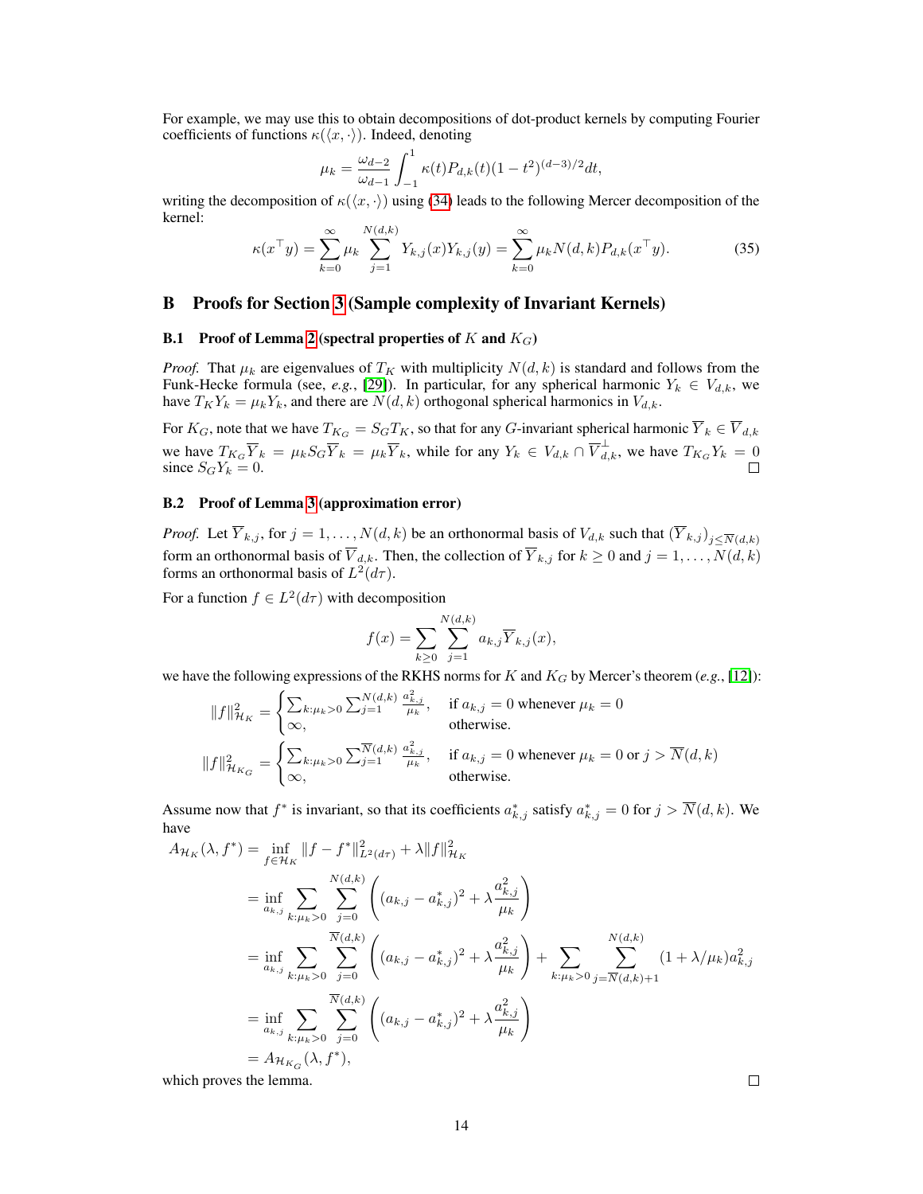For example, we may use this to obtain decompositions of dot-product kernels by computing Fourier coefficients of functions $\kappa(\langle x, \cdot \rangle)$. Indeed, denoting

$$\mu_k = \frac{\omega_{d-2}}{\omega_{d-1}} \int_{-1}^{1} \kappa(t) P_{d,k}(t)(1-t^2)^{(d-3)/2} dt,$$

writing the decomposition of $\kappa(\langle x, \cdot \rangle)$ using (34) leads to the following Mercer decomposition of the kernel:

$$\kappa(x^\top y) = \sum_{k=0}^{\infty} \mu_k \sum_{j=1}^{N(d,k)} Y_{k,j}(x) Y_{k,j}(y) = \sum_{k=0}^{\infty} \mu_k N(d,k) P_{d,k}(x^\top y). \tag{35}$$

## B Proofs for Section 3 (Sample complexity of Invariant Kernels)

### B.1 Proof of Lemma 2 (spectral properties of $K$ and $K_G$)

*Proof.* That $\mu_k$ are eigenvalues of $T_K$ with multiplicity $N(d,k)$ is standard and follows from the Funk-Hecke formula (see, *e.g.*, [29]). In particular, for any spherical harmonic $Y_k \in V_{d,k}$, we have $T_K Y_k = \mu_k Y_k$, and there are $N(d,k)$ orthogonal spherical harmonics in $V_{d,k}$.

For $K_G$, note that we have $T_{K_G} = S_G T_K$, so that for any $G$-invariant spherical harmonic $\overline{Y}_k \in \overline{V}_{d,k}$ we have $T_{K_G} \overline{Y}_k = \mu_k S_G \overline{Y}_k = \mu_k \overline{Y}_k$, while for any $Y_k \in V_{d,k} \cap \overline{V}_{d,k}^{\perp}$, we have $T_{K_G} Y_k = 0$ since $S_G Y_k = 0$. ◻

### B.2 Proof of Lemma 3 (approximation error)

*Proof.* Let $\overline{Y}_{k,j}$, for $j = 1, \ldots, N(d,k)$ be an orthonormal basis of $V_{d,k}$ such that $(\overline{Y}_{k,j})_{j \le \overline{N}(d,k)}$ form an orthonormal basis of $\overline{V}_{d,k}$. Then, the collection of $\overline{Y}_{k,j}$ for $k \ge 0$ and $j = 1, \ldots, N(d,k)$ forms an orthonormal basis of $L^2(d\tau)$.

For a function $f \in L^2(d\tau)$ with decomposition

$$f(x) = \sum_{k \ge 0} \sum_{j=1}^{N(d,k)} a_{k,j} \overline{Y}_{k,j}(x),$$

we have the following expressions of the RKHS norms for $K$ and $K_G$ by Mercer's theorem (*e.g.*, [12]):

$$\|f\|_{\mathcal{H}_K}^2 = \begin{cases} \sum_{k:\mu_k>0} \sum_{j=1}^{N(d,k)} \frac{a_{k,j}^2}{\mu_k}, & \text{if } a_{k,j} = 0 \text{ whenever } \mu_k = 0 \\ \infty, & \text{otherwise.} \end{cases}$$

$$\|f\|_{\mathcal{H}_{K_G}}^2 = \begin{cases} \sum_{k:\mu_k>0} \sum_{j=1}^{\overline{N}(d,k)} \frac{a_{k,j}^2}{\mu_k}, & \text{if } a_{k,j} = 0 \text{ whenever } \mu_k = 0 \text{ or } j > \overline{N}(d,k) \\ \infty, & \text{otherwise.} \end{cases}$$

Assume now that $f^*$ is invariant, so that its coefficients $a_{k,j}^*$ satisfy $a_{k,j}^* = 0$ for $j > \overline{N}(d,k)$. We have

$$\begin{aligned}
A_{\mathcal{H}_K}(\lambda, f^*) &= \inf_{f \in \mathcal{H}_K} \|f - f^*\|_{L^2(d\tau)}^2 + \lambda \|f\|_{\mathcal{H}_K}^2 \\
&= \inf_{a_{k,j}} \sum_{k:\mu_k>0} \sum_{j=0}^{N(d,k)} \left( (a_{k,j} - a_{k,j}^*)^2 + \lambda \frac{a_{k,j}^2}{\mu_k} \right) \\
&= \inf_{a_{k,j}} \sum_{k:\mu_k>0} \sum_{j=0}^{\overline{N}(d,k)} \left( (a_{k,j} - a_{k,j}^*)^2 + \lambda \frac{a_{k,j}^2}{\mu_k} \right) + \sum_{k:\mu_k>0} \sum_{j=\overline{N}(d,k)+1}^{N(d,k)} (1 + \lambda/\mu_k) a_{k,j}^2 \\
&= \inf_{a_{k,j}} \sum_{k:\mu_k>0} \sum_{j=0}^{\overline{N}(d,k)} \left( (a_{k,j} - a_{k,j}^*)^2 + \lambda \frac{a_{k,j}^2}{\mu_k} \right) \\
&= A_{\mathcal{H}_{K_G}}(\lambda, f^*),
\end{aligned}$$

which proves the lemma. ◻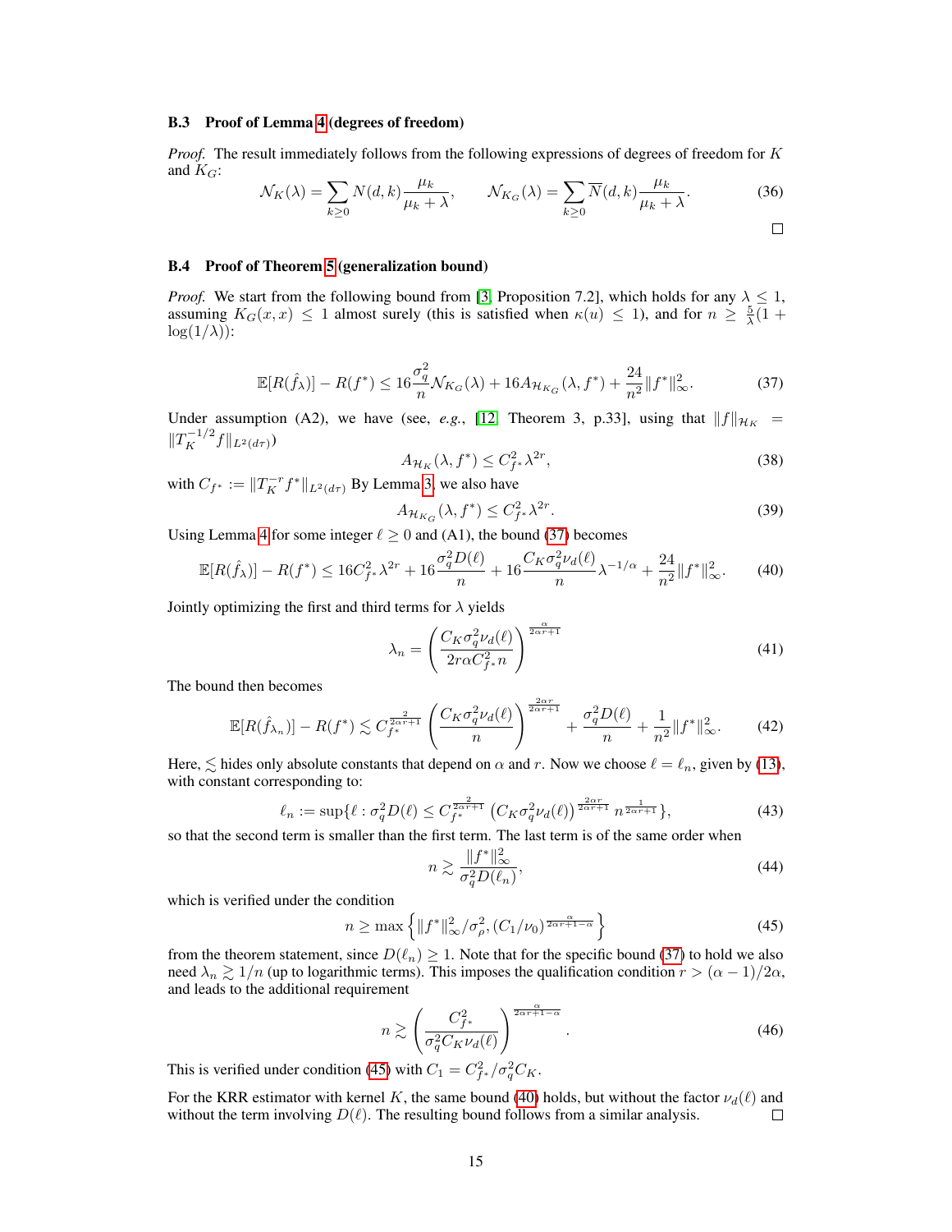### B.3 Proof of Lemma 4 (degrees of freedom)

*Proof.* The result immediately follows from the following expressions of degrees of freedom for $K$ and $K_G$:

$$\mathcal{N}_K(\lambda) = \sum_{k \geq 0} N(d,k) \frac{\mu_k}{\mu_k + \lambda}, \qquad \mathcal{N}_{K_G}(\lambda) = \sum_{k \geq 0} \overline{N}(d,k) \frac{\mu_k}{\mu_k + \lambda}. \tag{36}$$

□

### B.4 Proof of Theorem 5 (generalization bound)

*Proof.* We start from the following bound from [3, Proposition 7.2], which holds for any $\lambda \leq 1$, assuming $K_G(x,x) \leq 1$ almost surely (this is satisfied when $\kappa(u) \leq 1$), and for $n \geq \frac{5}{\lambda}(1 + \log(1/\lambda))$:

$$\mathbb{E}[R(\hat{f}_\lambda)] - R(f^*) \leq 16 \frac{\sigma_q^2}{n} \mathcal{N}_{K_G}(\lambda) + 16 A_{\mathcal{H}_{K_G}}(\lambda, f^*) + \frac{24}{n^2} \|f^*\|_\infty^2. \tag{37}$$

Under assumption (A2), we have (see, *e.g.*, [12, Theorem 3, p.33], using that $\|f\|_{\mathcal{H}_K} = \|T_K^{-1/2} f\|_{L^2(d\tau)}$)

$$A_{\mathcal{H}_K}(\lambda, f^*) \leq C_{f^*}^2 \lambda^{2r}, \tag{38}$$

with $C_{f^*} := \|T_K^{-r} f^*\|_{L^2(d\tau)}$ By Lemma 3, we also have

$$A_{\mathcal{H}_{K_G}}(\lambda, f^*) \leq C_{f^*}^2 \lambda^{2r}. \tag{39}$$

Using Lemma 4 for some integer $\ell \geq 0$ and (A1), the bound (37) becomes

$$\mathbb{E}[R(\hat{f}_\lambda)] - R(f^*) \leq 16 C_{f^*}^2 \lambda^{2r} + 16 \frac{\sigma_q^2 D(\ell)}{n} + 16 \frac{C_K \sigma_q^2 \nu_d(\ell)}{n} \lambda^{-1/\alpha} + \frac{24}{n^2} \|f^*\|_\infty^2. \tag{40}$$

Jointly optimizing the first and third terms for $\lambda$ yields

$$\lambda_n = \left( \frac{C_K \sigma_q^2 \nu_d(\ell)}{2 r \alpha C_{f^*}^2 n} \right)^{\frac{\alpha}{2\alpha r + 1}} \tag{41}$$

The bound then becomes

$$\mathbb{E}[R(\hat{f}_{\lambda_n})] - R(f^*) \lesssim C_{f^*}^{\frac{2}{2\alpha r + 1}} \left( \frac{C_K \sigma_q^2 \nu_d(\ell)}{n} \right)^{\frac{2\alpha r}{2\alpha r + 1}} + \frac{\sigma_q^2 D(\ell)}{n} + \frac{1}{n^2} \|f^*\|_\infty^2. \tag{42}$$

Here, $\lesssim$ hides only absolute constants that depend on $\alpha$ and $r$. Now we choose $\ell = \ell_n$, given by (13), with constant corresponding to:

$$\ell_n := \sup\{\ell : \sigma_q^2 D(\ell) \leq C_{f^*}^{\frac{2}{2\alpha r + 1}} \left( C_K \sigma_q^2 \nu_d(\ell) \right)^{\frac{2\alpha r}{2\alpha r + 1}} n^{\frac{1}{2\alpha r + 1}}\}, \tag{43}$$

so that the second term is smaller than the first term. The last term is of the same order when

$$n \gtrsim \frac{\|f^*\|_\infty^2}{\sigma_q^2 D(\ell_n)}, \tag{44}$$

which is verified under the condition

$$n \geq \max \left\{ \|f^*\|_\infty^2 / \sigma_\rho^2, (C_1/\nu_0)^{\frac{\alpha}{2\alpha r + 1 - \alpha}} \right\} \tag{45}$$

from the theorem statement, since $D(\ell_n) \geq 1$. Note that for the specific bound (37) to hold we also need $\lambda_n \gtrsim 1/n$ (up to logarithmic terms). This imposes the qualification condition $r > (\alpha - 1)/2\alpha$, and leads to the additional requirement

$$n \gtrsim \left( \frac{C_{f^*}^2}{\sigma_q^2 C_K \nu_d(\ell)} \right)^{\frac{\alpha}{2\alpha r + 1 - \alpha}}. \tag{46}$$

This is verified under condition (45) with $C_1 = C_{f^*}^2 / \sigma_q^2 C_K$.

For the KRR estimator with kernel $K$, the same bound (40) holds, but without the factor $\nu_d(\ell)$ and without the term involving $D(\ell)$. The resulting bound follows from a similar analysis. □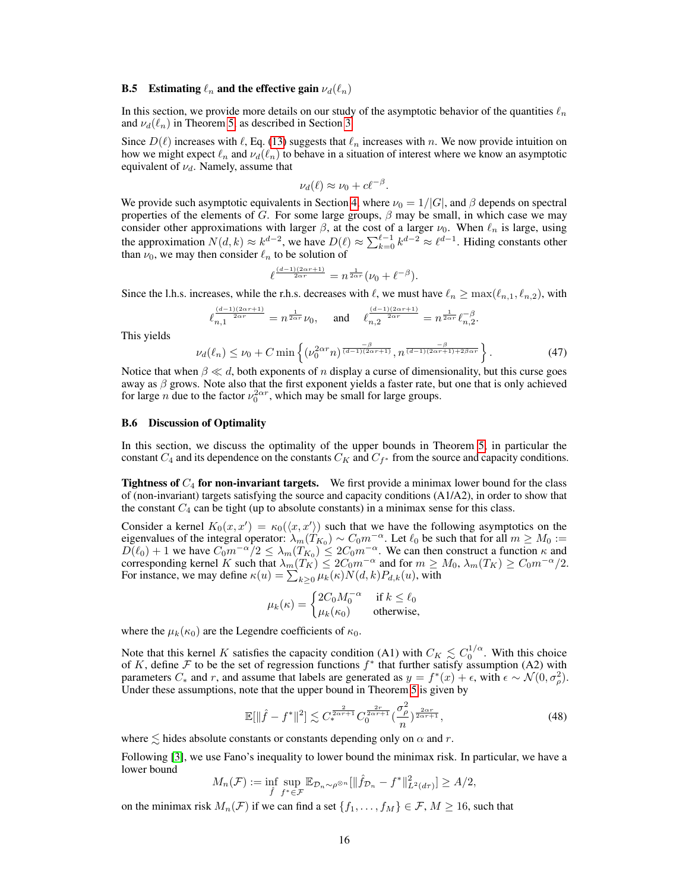### B.5 Estimating $\ell_n$ and the effective gain $\nu_d(\ell_n)$

In this section, we provide more details on our study of the asymptotic behavior of the quantities $\ell_n$ and $\nu_d(\ell_n)$ in Theorem 5, as described in Section 3.

Since $D(\ell)$ increases with $\ell$, Eq. (13) suggests that $\ell_n$ increases with $n$. We now provide intuition on how we might expect $\ell_n$ and $\nu_d(\ell_n)$ to behave in a situation of interest where we know an asymptotic equivalent of $\nu_d$. Namely, assume that

$$\nu_d(\ell) \approx \nu_0 + c\ell^{-\beta}.$$

We provide such asymptotic equivalents in Section 4, where $\nu_0 = 1/|G|$, and $\beta$ depends on spectral properties of the elements of $G$. For some large groups, $\beta$ may be small, in which case we may consider other approximations with larger $\beta$, at the cost of a larger $\nu_0$. When $\ell_n$ is large, using the approximation $N(d,k) \approx k^{d-2}$, we have $D(\ell) \approx \sum_{k=0}^{\ell-1} k^{d-2} \approx \ell^{d-1}$. Hiding constants other than $\nu_0$, we may then consider $\ell_n$ to be solution of

$$\ell^{\frac{(d-1)(2\alpha r+1)}{2\alpha r}} = n^{\frac{1}{2\alpha r}}(\nu_0 + \ell^{-\beta}).$$

Since the l.h.s. increases, while the r.h.s. decreases with $\ell$, we must have $\ell_n \geq \max(\ell_{n,1}, \ell_{n,2})$, with

$$\ell_{n,1}^{\frac{(d-1)(2\alpha r+1)}{2\alpha r}} = n^{\frac{1}{2\alpha r}}\nu_0, \quad \text{and} \quad \ell_{n,2}^{\frac{(d-1)(2\alpha r+1)}{2\alpha r}} = n^{\frac{1}{2\alpha r}}\ell_{n,2}^{-\beta}.$$

This yields

$$\nu_d(\ell_n) \leq \nu_0 + C\min\left\{(\nu_0^{2\alpha r}n)^{\frac{-\beta}{(d-1)(2\alpha r+1)}}, n^{\frac{-\beta}{(d-1)(2\alpha r+1)+2\beta\alpha r}}\right\}. \tag{47}$$

Notice that when $\beta \ll d$, both exponents of $n$ display a curse of dimensionality, but this curse goes away as $\beta$ grows. Note also that the first exponent yields a faster rate, but one that is only achieved for large $n$ due to the factor $\nu_0^{2\alpha r}$, which may be small for large groups.

### B.6 Discussion of Optimality

In this section, we discuss the optimality of the upper bounds in Theorem 5, in particular the constant $C_4$ and its dependence on the constants $C_K$ and $C_{f^*}$ from the source and capacity conditions.

**Tightness of $C_4$ for non-invariant targets.** We first provide a minimax lower bound for the class of (non-invariant) targets satisfying the source and capacity conditions (A1/A2), in order to show that the constant $C_4$ can be tight (up to absolute constants) in a minimax sense for this class.

Consider a kernel $K_0(x,x') = \kappa_0(\langle x, x'\rangle)$ such that we have the following asymptotics on the eigenvalues of the integral operator: $\lambda_m(T_{K_0}) \sim C_0 m^{-\alpha}$. Let $\ell_0$ be such that for all $m \geq M_0 := D(\ell_0)+1$ we have $C_0 m^{-\alpha}/2 \leq \lambda_m(T_{K_0}) \leq 2C_0 m^{-\alpha}$. We can then construct a function $\kappa$ and corresponding kernel $K$ such that $\lambda_m(T_K) \leq 2C_0 m^{-\alpha}$ and for $m \geq M_0$, $\lambda_m(T_K) \geq C_0 m^{-\alpha}/2$. For instance, we may define $\kappa(u) = \sum_{k\geq 0} \mu_k(\kappa) N(d,k) P_{d,k}(u)$, with

$$\mu_k(\kappa) = \begin{cases} 2C_0 M_0^{-\alpha} & \text{if } k \leq \ell_0 \\ \mu_k(\kappa_0) & \text{otherwise,} \end{cases}$$

where the $\mu_k(\kappa_0)$ are the Legendre coefficients of $\kappa_0$.

Note that this kernel $K$ satisfies the capacity condition (A1) with $C_K \lesssim C_0^{1/\alpha}$. With this choice of $K$, define $\mathcal{F}$ to be the set of regression functions $f^*$ that further satisfy assumption (A2) with parameters $C_*$ and $r$, and assume that labels are generated as $y = f^*(x) + \epsilon$, with $\epsilon \sim \mathcal{N}(0, \sigma_\rho^2)$. Under these assumptions, note that the upper bound in Theorem 5 is given by

$$\mathbb{E}[\|\hat{f} - f^*\|^2] \lesssim C_*^{\frac{2}{2\alpha r+1}} C_0^{\frac{2r}{2\alpha r+1}} \left(\frac{\sigma_\rho^2}{n}\right)^{\frac{2\alpha r}{2\alpha r+1}}, \tag{48}$$

where $\lesssim$ hides absolute constants or constants depending only on $\alpha$ and $r$.

Following [3], we use Fano's inequality to lower bound the minimax risk. In particular, we have a lower bound

$$M_n(\mathcal{F}) := \inf_{\hat{f}} \sup_{f^* \in \mathcal{F}} \mathbb{E}_{\mathcal{D}_n \sim \rho^{\otimes n}}[\|\hat{f}_{\mathcal{D}_n} - f^*\|^2_{L^2(d\tau)}] \geq A/2,$$

on the minimax risk $M_n(\mathcal{F})$ if we can find a set $\{f_1, \ldots, f_M\} \in \mathcal{F}$, $M \geq 16$, such that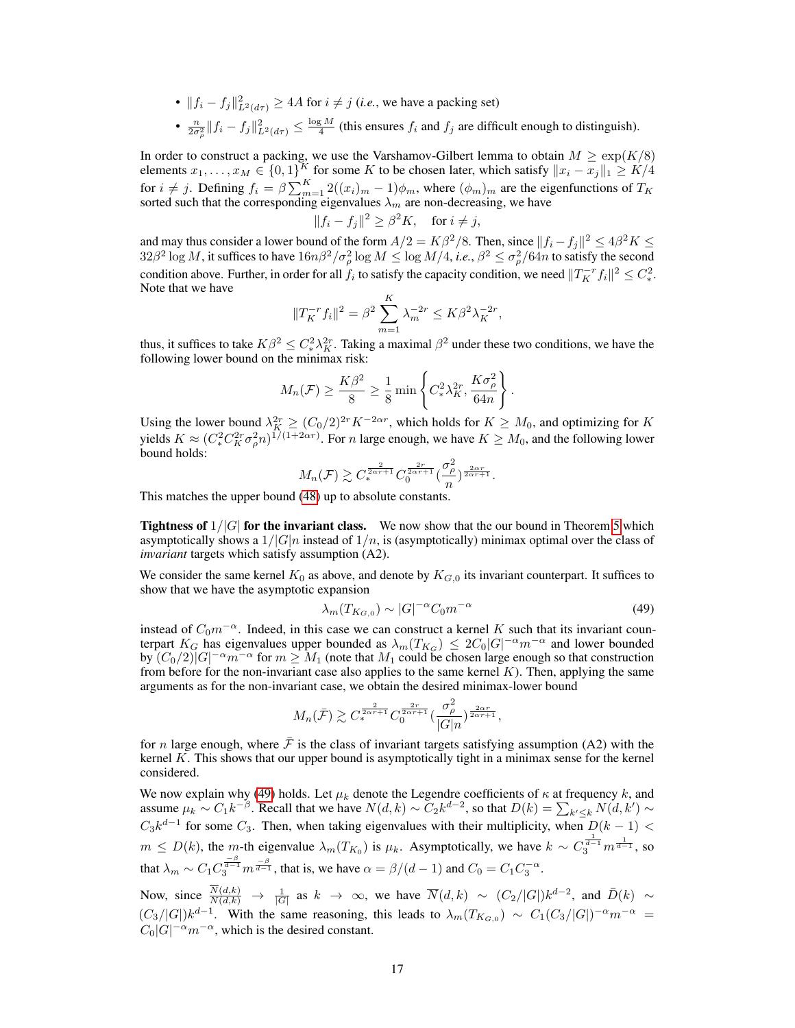- $\|f_i - f_j\|^2_{L^2(d\tau)} \geq 4A$ for $i \neq j$ (*i.e.*, we have a packing set)
- $\frac{n}{2\sigma_\rho^2}\|f_i - f_j\|^2_{L^2(d\tau)} \leq \frac{\log M}{4}$ (this ensures $f_i$ and $f_j$ are difficult enough to distinguish).

In order to construct a packing, we use the Varshamov-Gilbert lemma to obtain $M \geq \exp(K/8)$ elements $x_1, \ldots, x_M \in \{0,1\}^K$ for some $K$ to be chosen later, which satisfy $\|x_i - x_j\|_1 \geq K/4$ for $i \neq j$. Defining $f_i = \beta \sum_{m=1}^K 2((x_i)_m - 1)\phi_m$, where $(\phi_m)_m$ are the eigenfunctions of $T_K$ sorted such that the corresponding eigenvalues $\lambda_m$ are non-decreasing, we have

$$\|f_i - f_j\|^2 \geq \beta^2 K, \quad \text{for } i \neq j,$$

and may thus consider a lower bound of the form $A/2 = K\beta^2/8$. Then, since $\|f_i - f_j\|^2 \leq 4\beta^2 K \leq 32\beta^2 \log M$, it suffices to have $16n\beta^2/\sigma_\rho^2 \log M \leq \log M/4$, *i.e.*, $\beta^2 \leq \sigma_\rho^2/64n$ to satisfy the second condition above. Further, in order for all $f_i$ to satisfy the capacity condition, we need $\|T_K^{-r} f_i\|^2 \leq C_*^2$. Note that we have

$$\|T_K^{-r} f_i\|^2 = \beta^2 \sum_{m=1}^K \lambda_m^{-2r} \leq K\beta^2 \lambda_K^{-2r},$$

thus, it suffices to take $K\beta^2 \leq C_*^2 \lambda_K^{2r}$. Taking a maximal $\beta^2$ under these two conditions, we have the following lower bound on the minimax risk:

$$M_n(\mathcal{F}) \geq \frac{K\beta^2}{8} \geq \frac{1}{8}\min\left\{C_*^2 \lambda_K^{2r}, \frac{K\sigma_\rho^2}{64n}\right\}.$$

Using the lower bound $\lambda_K^{2r} \geq (C_0/2)^{2r} K^{-2\alpha r}$, which holds for $K \geq M_0$, and optimizing for $K$ yields $K \approx (C_*^2 C_K^{2r} \sigma_\rho^2 n)^{1/(1+2\alpha r)}$. For $n$ large enough, we have $K \geq M_0$, and the following lower bound holds:

$$M_n(\mathcal{F}) \gtrsim C_*^{\frac{2}{2\alpha r+1}} C_0^{\frac{2r}{2\alpha r+1}} (\frac{\sigma_\rho^2}{n})^{\frac{2\alpha r}{2\alpha r+1}}.$$

This matches the upper bound (48) up to absolute constants.

**Tightness of $1/|G|$ for the invariant class.** We now show that the our bound in Theorem 5 which asymptotically shows a $1/|G|n$ instead of $1/n$, is (asymptotically) minimax optimal over the class of *invariant* targets which satisfy assumption (A2).

We consider the same kernel $K_0$ as above, and denote by $K_{G,0}$ its invariant counterpart. It suffices to show that we have the asymptotic expansion

$$\lambda_m(T_{K_{G,0}}) \sim |G|^{-\alpha} C_0 m^{-\alpha} \tag{49}$$

instead of $C_0 m^{-\alpha}$. Indeed, in this case we can construct a kernel $K$ such that its invariant counterpart $K_G$ has eigenvalues upper bounded as $\lambda_m(T_{K_G}) \leq 2C_0|G|^{-\alpha} m^{-\alpha}$ and lower bounded by $(C_0/2)|G|^{-\alpha} m^{-\alpha}$ for $m \geq M_1$ (note that $M_1$ could be chosen large enough so that construction from before for the non-invariant case also applies to the same kernel $K$). Then, applying the same arguments as for the non-invariant case, we obtain the desired minimax-lower bound

$$M_n(\bar{\mathcal{F}}) \gtrsim C_*^{\frac{2}{2\alpha r+1}} C_0^{\frac{2r}{2\alpha r+1}} (\frac{\sigma_\rho^2}{|G|n})^{\frac{2\alpha r}{2\alpha r+1}},$$

for $n$ large enough, where $\bar{\mathcal{F}}$ is the class of invariant targets satisfying assumption (A2) with the kernel $K$. This shows that our upper bound is asymptotically tight in a minimax sense for the kernel considered.

We now explain why (49) holds. Let $\mu_k$ denote the Legendre coefficients of $\kappa$ at frequency $k$, and assume $\mu_k \sim C_1 k^{-\beta}$. Recall that we have $N(d,k) \sim C_2 k^{d-2}$, so that $D(k) = \sum_{k' \leq k} N(d,k') \sim C_3 k^{d-1}$ for some $C_3$. Then, when taking eigenvalues with their multiplicity, when $D(k-1) < m \leq D(k)$, the $m$-th eigenvalue $\lambda_m(T_{K_0})$ is $\mu_k$. Asymptotically, we have $k \sim C_3^{\frac{1}{d-1}} m^{\frac{1}{d-1}}$, so that $\lambda_m \sim C_1 C_3^{\frac{-\beta}{d-1}} m^{\frac{-\beta}{d-1}}$, that is, we have $\alpha = \beta/(d-1)$ and $C_0 = C_1 C_3^{-\alpha}$.

Now, since $\frac{\overline{N}(d,k)}{N(d,k)} \to \frac{1}{|G|}$ as $k \to \infty$, we have $\overline{N}(d,k) \sim (C_2/|G|)k^{d-2}$, and $\bar{D}(k) \sim (C_3/|G|)k^{d-1}$. With the same reasoning, this leads to $\lambda_m(T_{K_{G,0}}) \sim C_1(C_3/|G|)^{-\alpha} m^{-\alpha} = C_0|G|^{-\alpha} m^{-\alpha}$, which is the desired constant.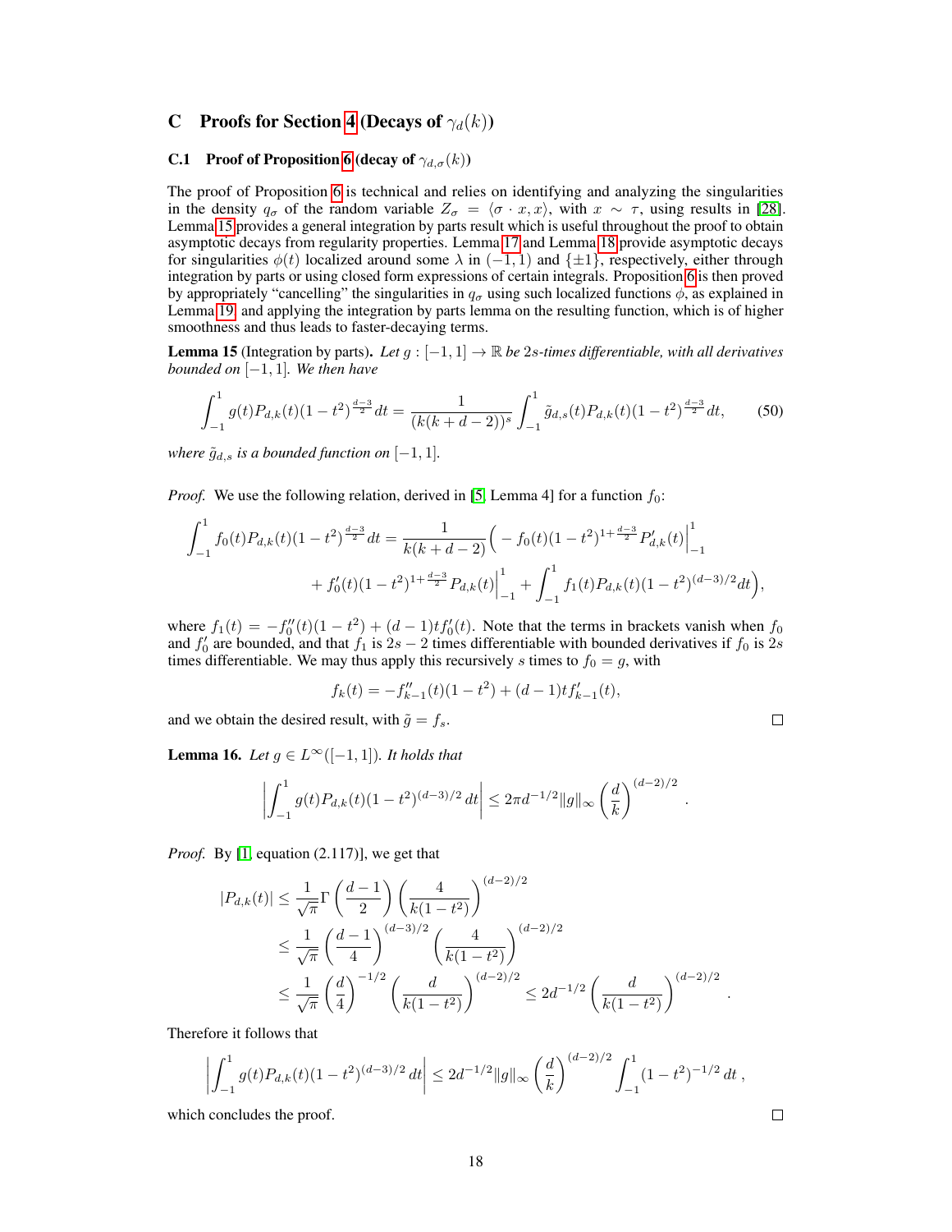# C Proofs for Section 4 (Decays of $\gamma_d(k)$)

## C.1 Proof of Proposition 6 (decay of $\gamma_{d,\sigma}(k)$)

The proof of Proposition 6 is technical and relies on identifying and analyzing the singularities in the density $q_\sigma$ of the random variable $Z_\sigma = \langle \sigma \cdot x, x \rangle$, with $x \sim \tau$, using results in [28]. Lemma 15 provides a general integration by parts result which is useful throughout the proof to obtain asymptotic decays from regularity properties. Lemma 17 and Lemma 18 provide asymptotic decays for singularities $\phi(t)$ localized around some $\lambda$ in $(-1, 1)$ and $\{\pm 1\}$, respectively, either through integration by parts or using closed form expressions of certain integrals. Proposition 6 is then proved by appropriately "cancelling" the singularities in $q_\sigma$ using such localized functions $\phi$, as explained in Lemma 19, and applying the integration by parts lemma on the resulting function, which is of higher smoothness and thus leads to faster-decaying terms.

**Lemma 15** (Integration by parts). *Let $g : [-1, 1] \to \mathbb{R}$ be $2s$-times differentiable, with all derivatives bounded on $[-1, 1]$. We then have*

$$\int_{-1}^{1} g(t) P_{d,k}(t)(1-t^2)^{\frac{d-3}{2}} dt = \frac{1}{(k(k+d-2))^s} \int_{-1}^{1} \tilde{g}_{d,s}(t) P_{d,k}(t)(1-t^2)^{\frac{d-3}{2}} dt, \tag{50}$$

*where $\tilde{g}_{d,s}$ is a bounded function on $[-1, 1]$.*

*Proof.* We use the following relation, derived in [5, Lemma 4] for a function $f_0$:

$$\int_{-1}^{1} f_0(t) P_{d,k}(t)(1-t^2)^{\frac{d-3}{2}} dt = \frac{1}{k(k+d-2)} \Big( - f_0(t)(1-t^2)^{1+\frac{d-3}{2}} P'_{d,k}(t)\Big|_{-1}^{1}$$
$$+ f'_0(t)(1-t^2)^{1+\frac{d-3}{2}} P_{d,k}(t)\Big|_{-1}^{1} + \int_{-1}^{1} f_1(t) P_{d,k}(t)(1-t^2)^{(d-3)/2} dt \Big),$$

where $f_1(t) = -f''_0(t)(1-t^2) + (d-1)tf'_0(t)$. Note that the terms in brackets vanish when $f_0$ and $f'_0$ are bounded, and that $f_1$ is $2s-2$ times differentiable with bounded derivatives if $f_0$ is $2s$ times differentiable. We may thus apply this recursively $s$ times to $f_0 = g$, with

$$f_k(t) = -f''_{k-1}(t)(1-t^2) + (d-1)tf'_{k-1}(t),$$

and we obtain the desired result, with $\tilde{g} = f_s$. $\square$

**Lemma 16.** *Let $g \in L^\infty([-1, 1])$. It holds that*

$$\left| \int_{-1}^{1} g(t) P_{d,k}(t)(1-t^2)^{(d-3)/2} \, dt \right| \leq 2\pi d^{-1/2} \|g\|_\infty \left(\frac{d}{k}\right)^{(d-2)/2} .$$

*Proof.* By [1, equation (2.117)], we get that

$$\begin{aligned}
|P_{d,k}(t)| &\leq \frac{1}{\sqrt{\pi}} \Gamma\left(\frac{d-1}{2}\right) \left(\frac{4}{k(1-t^2)}\right)^{(d-2)/2} \\
&\leq \frac{1}{\sqrt{\pi}} \left(\frac{d-1}{4}\right)^{(d-3)/2} \left(\frac{4}{k(1-t^2)}\right)^{(d-2)/2} \\
&\leq \frac{1}{\sqrt{\pi}} \left(\frac{d}{4}\right)^{-1/2} \left(\frac{d}{k(1-t^2)}\right)^{(d-2)/2} \leq 2d^{-1/2} \left(\frac{d}{k(1-t^2)}\right)^{(d-2)/2} .
\end{aligned}$$

Therefore it follows that

$$\left| \int_{-1}^{1} g(t) P_{d,k}(t)(1-t^2)^{(d-3)/2} \, dt \right| \leq 2d^{-1/2} \|g\|_\infty \left(\frac{d}{k}\right)^{(d-2)/2} \int_{-1}^{1} (1-t^2)^{-1/2} \, dt ,$$

which concludes the proof. $\square$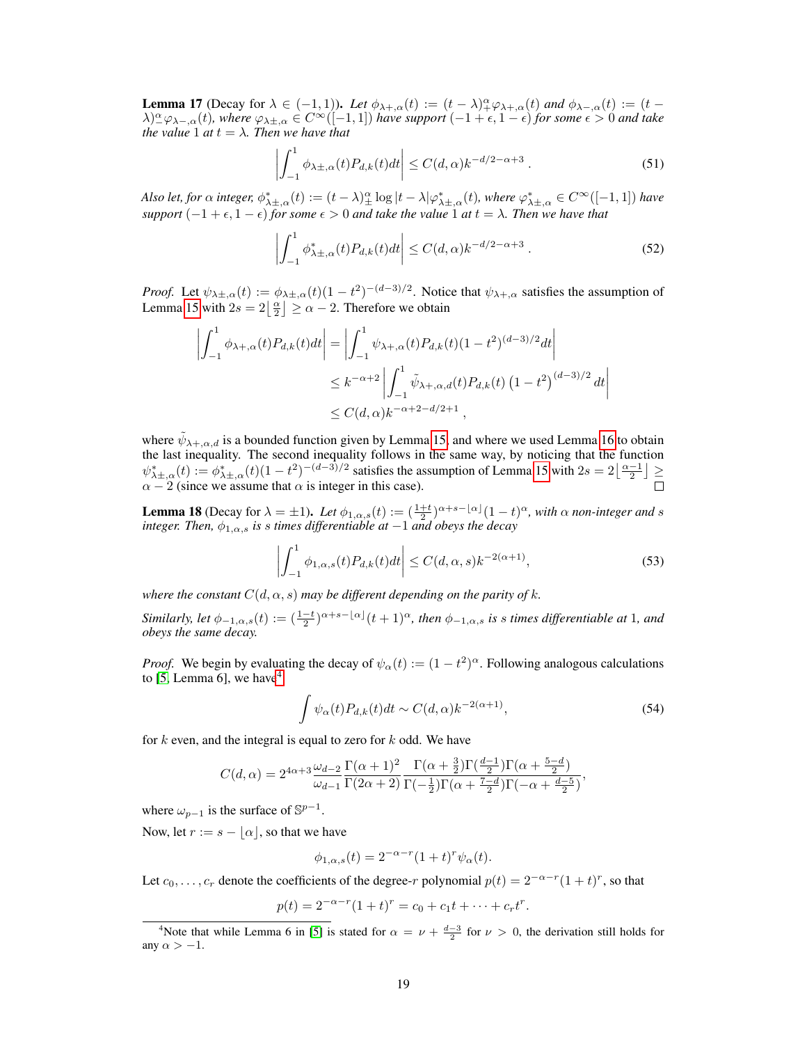**Lemma 17** (Decay for $\lambda \in (-1,1)$). *Let $\phi_{\lambda+,\alpha}(t) := (t-\lambda)_+^\alpha \varphi_{\lambda+,\alpha}(t)$ and $\phi_{\lambda-,\alpha}(t) := (t-\lambda)_-^\alpha \varphi_{\lambda-,\alpha}(t)$, where $\varphi_{\lambda\pm,\alpha} \in C^\infty([-1,1])$ have support $(-1+\epsilon, 1-\epsilon)$ for some $\epsilon > 0$ and take the value 1 at $t = \lambda$. Then we have that*

$$\left| \int_{-1}^{1} \phi_{\lambda\pm,\alpha}(t) P_{d,k}(t) dt \right| \le C(d,\alpha) k^{-d/2-\alpha+3} \,. \tag{51}$$

*Also let, for $\alpha$ integer, $\phi^*_{\lambda\pm,\alpha}(t) := (t-\lambda)_\pm^\alpha \log|t-\lambda| \varphi^*_{\lambda\pm,\alpha}(t)$, where $\varphi^*_{\lambda\pm,\alpha} \in C^\infty([-1,1])$ have support $(-1+\epsilon, 1-\epsilon)$ for some $\epsilon > 0$ and take the value 1 at $t = \lambda$. Then we have that*

$$\left| \int_{-1}^{1} \phi^*_{\lambda\pm,\alpha}(t) P_{d,k}(t) dt \right| \le C(d,\alpha) k^{-d/2-\alpha+3} \,. \tag{52}$$

*Proof.* Let $\psi_{\lambda\pm,\alpha}(t) := \phi_{\lambda\pm,\alpha}(t)(1-t^2)^{-(d-3)/2}$. Notice that $\psi_{\lambda+,\alpha}$ satisfies the assumption of Lemma 15 with $2s = 2\lfloor \frac{\alpha}{2} \rfloor \ge \alpha - 2$. Therefore we obtain

$$\begin{aligned}
\left| \int_{-1}^{1} \phi_{\lambda+,\alpha}(t) P_{d,k}(t) dt \right| &= \left| \int_{-1}^{1} \psi_{\lambda+,\alpha}(t) P_{d,k}(t) (1-t^2)^{(d-3)/2} dt \right| \\
&\le k^{-\alpha+2} \left| \int_{-1}^{1} \tilde{\psi}_{\lambda+,\alpha,d}(t) P_{d,k}(t) \left(1-t^2\right)^{(d-3)/2} dt \right| \\
&\le C(d,\alpha) k^{-\alpha+2-d/2+1} \,,
\end{aligned}$$

where $\tilde{\psi}_{\lambda+,\alpha,d}$ is a bounded function given by Lemma 15, and where we used Lemma 16 to obtain the last inequality. The second inequality follows in the same way, by noticing that the function $\psi^*_{\lambda\pm,\alpha}(t) := \phi^*_{\lambda\pm,\alpha}(t)(1-t^2)^{-(d-3)/2}$ satisfies the assumption of Lemma 15 with $2s = 2\lfloor \frac{\alpha-1}{2} \rfloor \ge \alpha - 2$ (since we assume that $\alpha$ is integer in this case). $\square$

**Lemma 18** (Decay for $\lambda = \pm 1$). *Let $\phi_{1,\alpha,s}(t) := (\frac{1+t}{2})^{\alpha+s-\lfloor \alpha \rfloor}(1-t)^\alpha$, with $\alpha$ non-integer and $s$ integer. Then, $\phi_{1,\alpha,s}$ is $s$ times differentiable at $-1$ and obeys the decay*

$$\left| \int_{-1}^{1} \phi_{1,\alpha,s}(t) P_{d,k}(t) dt \right| \le C(d,\alpha,s) k^{-2(\alpha+1)}, \tag{53}$$

*where the constant $C(d,\alpha,s)$ may be different depending on the parity of $k$.*

*Similarly, let $\phi_{-1,\alpha,s}(t) := (\frac{1-t}{2})^{\alpha+s-\lfloor \alpha \rfloor}(t+1)^\alpha$, then $\phi_{-1,\alpha,s}$ is $s$ times differentiable at 1, and obeys the same decay.*

*Proof.* We begin by evaluating the decay of $\psi_\alpha(t) := (1-t^2)^\alpha$. Following analogous calculations to [5, Lemma 6], we have[4]

$$\int \psi_\alpha(t) P_{d,k}(t) dt \sim C(d,\alpha) k^{-2(\alpha+1)}, \tag{54}$$

for $k$ even, and the integral is equal to zero for $k$ odd. We have

$$C(d,\alpha) = 2^{4\alpha+3} \frac{\omega_{d-2}}{\omega_{d-1}} \frac{\Gamma(\alpha+1)^2}{\Gamma(2\alpha+2)} \frac{\Gamma(\alpha+\frac{3}{2})\Gamma(\frac{d-1}{2})\Gamma(\alpha+\frac{5-d}{2})}{\Gamma(-\frac{1}{2})\Gamma(\alpha+\frac{7-d}{2})\Gamma(-\alpha+\frac{d-5}{2})},$$

where $\omega_{p-1}$ is the surface of $\mathbb{S}^{p-1}$.

Now, let $r := s - \lfloor \alpha \rfloor$, so that we have

$$\phi_{1,\alpha,s}(t) = 2^{-\alpha-r}(1+t)^r \psi_\alpha(t).$$

Let $c_0, \ldots, c_r$ denote the coefficients of the degree-$r$ polynomial $p(t) = 2^{-\alpha-r}(1+t)^r$, so that

$$p(t) = 2^{-\alpha-r}(1+t)^r = c_0 + c_1 t + \cdots + c_r t^r.$$

---

[4] Note that while Lemma 6 in [5] is stated for $\alpha = \nu + \frac{d-3}{2}$ for $\nu > 0$, the derivation still holds for any $\alpha > -1$.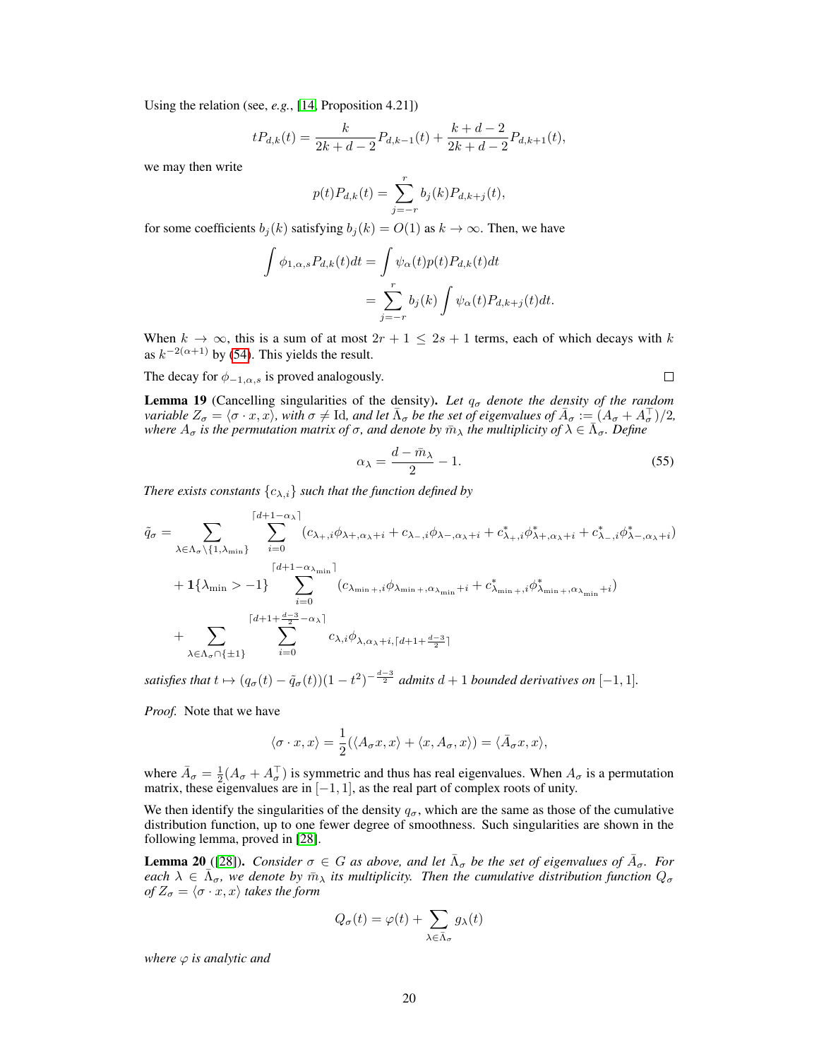Using the relation (see, *e.g.*, [14, Proposition 4.21])

$$tP_{d,k}(t) = \frac{k}{2k+d-2}P_{d,k-1}(t) + \frac{k+d-2}{2k+d-2}P_{d,k+1}(t),$$

we may then write

$$p(t)P_{d,k}(t) = \sum_{j=-r}^{r} b_j(k)P_{d,k+j}(t),$$

for some coefficients $b_j(k)$ satisfying $b_j(k) = O(1)$ as $k \to \infty$. Then, we have

$$\begin{aligned}
\int \phi_{1,\alpha,s}P_{d,k}(t)dt &= \int \psi_\alpha(t)p(t)P_{d,k}(t)dt \\
&= \sum_{j=-r}^{r} b_j(k)\int \psi_\alpha(t)P_{d,k+j}(t)dt.
\end{aligned}$$

When $k \to \infty$, this is a sum of at most $2r+1 \leq 2s+1$ terms, each of which decays with $k$ as $k^{-2(\alpha+1)}$ by (54). This yields the result.

The decay for $\phi_{-1,\alpha,s}$ is proved analogously. $\square$

**Lemma 19** (Cancelling singularities of the density)**.** *Let $q_\sigma$ denote the density of the random variable $Z_\sigma = \langle \sigma \cdot x, x\rangle$, with $\sigma \neq \mathrm{Id}$, and let $\bar{\Lambda}_\sigma$ be the set of eigenvalues of $\bar{A}_\sigma := (A_\sigma + A_\sigma^\top)/2$, where $A_\sigma$ is the permutation matrix of $\sigma$, and denote by $\bar{m}_\lambda$ the multiplicity of $\lambda \in \bar{\Lambda}_\sigma$. Define*

$$\alpha_\lambda = \frac{d - \bar{m}_\lambda}{2} - 1. \tag{55}$$

*There exists constants $\{c_{\lambda,i}\}$ such that the function defined by*

$$\begin{aligned}
\tilde{q}_\sigma = &\sum_{\lambda \in \Lambda_\sigma \setminus \{1, \lambda_{\min}\}} \sum_{i=0}^{\lceil d+1-\alpha_\lambda \rceil} (c_{\lambda+,i}\phi_{\lambda+,\alpha_\lambda+i} + c_{\lambda-,i}\phi_{\lambda-,\alpha_\lambda+i} + c^*_{\lambda+,i}\phi^*_{\lambda+,\alpha_\lambda+i} + c^*_{\lambda-,i}\phi^*_{\lambda-,\alpha_\lambda+i}) \\
&+ \mathbf{1}\{\lambda_{\min} > -1\} \sum_{i=0}^{\lceil d+1-\alpha_{\lambda_{\min}} \rceil} (c_{\lambda_{\min}+,i}\phi_{\lambda_{\min}+,\alpha_{\lambda_{\min}}+i} + c^*_{\lambda_{\min}+,i}\phi^*_{\lambda_{\min}+,\alpha_{\lambda_{\min}}+i}) \\
&+ \sum_{\lambda \in \Lambda_\sigma \cap \{\pm 1\}} \sum_{i=0}^{\lceil d+1+\frac{d-3}{2}-\alpha_\lambda \rceil} c_{\lambda,i}\phi_{\lambda,\alpha_\lambda+i,\lceil d+1+\frac{d-3}{2} \rceil}
\end{aligned}$$

*satisfies that $t \mapsto (q_\sigma(t) - \tilde{q}_\sigma(t))(1-t^2)^{-\frac{d-3}{2}}$ admits $d+1$ bounded derivatives on $[-1,1]$.*

*Proof.* Note that we have

$$\langle \sigma \cdot x, x\rangle = \frac{1}{2}(\langle A_\sigma x, x\rangle + \langle x, A_\sigma, x\rangle) = \langle \bar{A}_\sigma x, x\rangle,$$

where $\bar{A}_\sigma = \frac{1}{2}(A_\sigma + A_\sigma^\top)$ is symmetric and thus has real eigenvalues. When $A_\sigma$ is a permutation matrix, these eigenvalues are in $[-1,1]$, as the real part of complex roots of unity.

We then identify the singularities of the density $q_\sigma$, which are the same as those of the cumulative distribution function, up to one fewer degree of smoothness. Such singularities are shown in the following lemma, proved in [28].

**Lemma 20** ([28])**.** *Consider $\sigma \in G$ as above, and let $\bar{\Lambda}_\sigma$ be the set of eigenvalues of $\bar{A}_\sigma$. For each $\lambda \in \bar{\Lambda}_\sigma$, we denote by $\bar{m}_\lambda$ its multiplicity. Then the cumulative distribution function $Q_\sigma$ of $Z_\sigma = \langle \sigma \cdot x, x\rangle$ takes the form*

$$Q_\sigma(t) = \varphi(t) + \sum_{\lambda \in \bar{\Lambda}_\sigma} g_\lambda(t)$$

*where $\varphi$ is analytic and*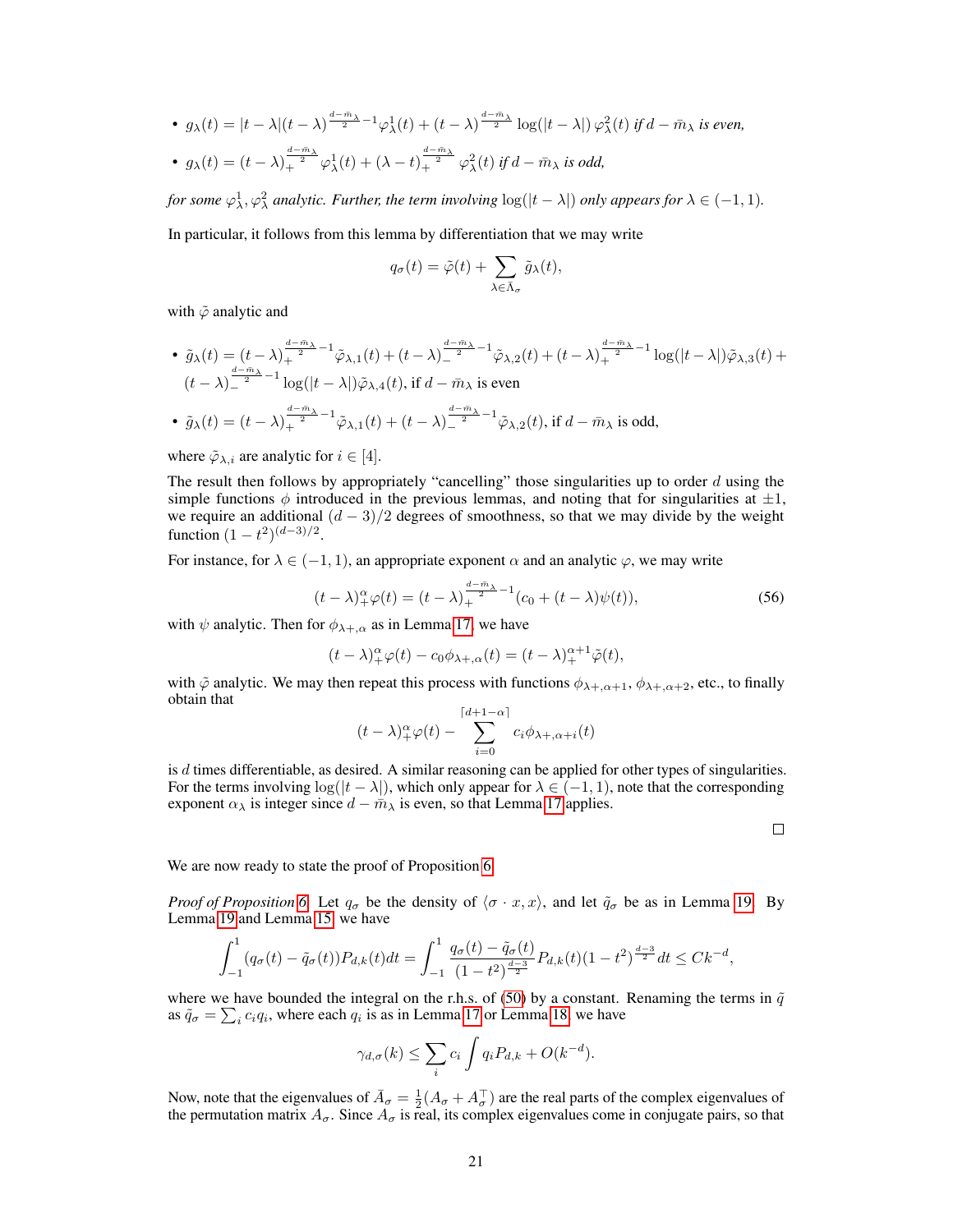- $g_\lambda(t) = |t-\lambda|(t-\lambda)^{\frac{d-\bar{m}_\lambda}{2}-1}\varphi^1_\lambda(t) + (t-\lambda)^{\frac{d-\bar{m}_\lambda}{2}}\log(|t-\lambda|)\,\varphi^2_\lambda(t)$ *if $d-\bar{m}_\lambda$ is even,*
- $g_\lambda(t) = (t-\lambda)_+^{\frac{d-\bar{m}_\lambda}{2}}\varphi^1_\lambda(t) + (\lambda-t)_+^{\frac{d-\bar{m}_\lambda}{2}}\varphi^2_\lambda(t)$ *if $d-\bar{m}_\lambda$ is odd,*

*for some $\varphi^1_\lambda, \varphi^2_\lambda$ analytic. Further, the term involving $\log(|t-\lambda|)$ only appears for $\lambda \in (-1,1)$.*

In particular, it follows from this lemma by differentiation that we may write

$$q_\sigma(t) = \tilde{\varphi}(t) + \sum_{\lambda \in \bar{\Lambda}_\sigma} \tilde{g}_\lambda(t),$$

with $\tilde{\varphi}$ analytic and

- $\tilde{g}_\lambda(t) = (t-\lambda)_+^{\frac{d-\bar{m}_\lambda}{2}-1}\tilde{\varphi}_{\lambda,1}(t) + (t-\lambda)_-^{\frac{d-\bar{m}_\lambda}{2}-1}\tilde{\varphi}_{\lambda,2}(t) + (t-\lambda)_+^{\frac{d-\bar{m}_\lambda}{2}-1}\log(|t-\lambda|)\tilde{\varphi}_{\lambda,3}(t) + (t-\lambda)_-^{\frac{d-\bar{m}_\lambda}{2}-1}\log(|t-\lambda|)\tilde{\varphi}_{\lambda,4}(t)$, if $d-\bar{m}_\lambda$ is even
- $\tilde{g}_\lambda(t) = (t-\lambda)_+^{\frac{d-\bar{m}_\lambda}{2}-1}\tilde{\varphi}_{\lambda,1}(t) + (t-\lambda)_-^{\frac{d-\bar{m}_\lambda}{2}-1}\tilde{\varphi}_{\lambda,2}(t)$, if $d-\bar{m}_\lambda$ is odd,

where $\tilde{\varphi}_{\lambda,i}$ are analytic for $i \in [4]$.

The result then follows by appropriately "cancelling" those singularities up to order $d$ using the simple functions $\phi$ introduced in the previous lemmas, and noting that for singularities at $\pm 1$, we require an additional $(d-3)/2$ degrees of smoothness, so that we may divide by the weight function $(1-t^2)^{(d-3)/2}$.

For instance, for $\lambda \in (-1,1)$, an appropriate exponent $\alpha$ and an analytic $\varphi$, we may write

$$(t-\lambda)_+^\alpha\varphi(t) = (t-\lambda)_+^{\frac{d-\bar{m}_\lambda}{2}-1}(c_0 + (t-\lambda)\psi(t)), \tag{56}$$

with $\psi$ analytic. Then for $\phi_{\lambda+,\alpha}$ as in Lemma 17, we have

$$(t-\lambda)_+^\alpha\varphi(t) - c_0\phi_{\lambda+,\alpha}(t) = (t-\lambda)_+^{\alpha+1}\tilde{\varphi}(t),$$

with $\tilde{\varphi}$ analytic. We may then repeat this process with functions $\phi_{\lambda+,\alpha+1}$, $\phi_{\lambda+,\alpha+2}$, etc., to finally obtain that

$$(t-\lambda)_+^\alpha\varphi(t) - \sum_{i=0}^{\lceil d+1-\alpha\rceil} c_i\phi_{\lambda+,\alpha+i}(t)$$

is $d$ times differentiable, as desired. A similar reasoning can be applied for other types of singularities. For the terms involving $\log(|t-\lambda|)$, which only appear for $\lambda \in (-1,1)$, note that the corresponding exponent $\alpha_\lambda$ is integer since $d-\bar{m}_\lambda$ is even, so that Lemma 17 applies.

□

We are now ready to state the proof of Proposition 6.

*Proof of Proposition 6.* Let $q_\sigma$ be the density of $\langle \sigma \cdot x, x\rangle$, and let $\tilde{q}_\sigma$ be as in Lemma 19. By Lemma 19 and Lemma 15, we have

$$\int_{-1}^{1}(q_\sigma(t) - \tilde{q}_\sigma(t))P_{d,k}(t)dt = \int_{-1}^{1}\frac{q_\sigma(t)-\tilde{q}_\sigma(t)}{(1-t^2)^{\frac{d-3}{2}}}P_{d,k}(t)(1-t^2)^{\frac{d-3}{2}}dt \le Ck^{-d},$$

where we have bounded the integral on the r.h.s. of (50) by a constant. Renaming the terms in $\tilde{q}$ as $\tilde{q}_\sigma = \sum_i c_i q_i$, where each $q_i$ is as in Lemma 17 or Lemma 18, we have

$$\gamma_{d,\sigma}(k) \le \sum_i c_i \int q_i P_{d,k} + O(k^{-d}).$$

Now, note that the eigenvalues of $\bar{A}_\sigma = \frac{1}{2}(A_\sigma + A_\sigma^\top)$ are the real parts of the complex eigenvalues of the permutation matrix $A_\sigma$. Since $A_\sigma$ is real, its complex eigenvalues come in conjugate pairs, so that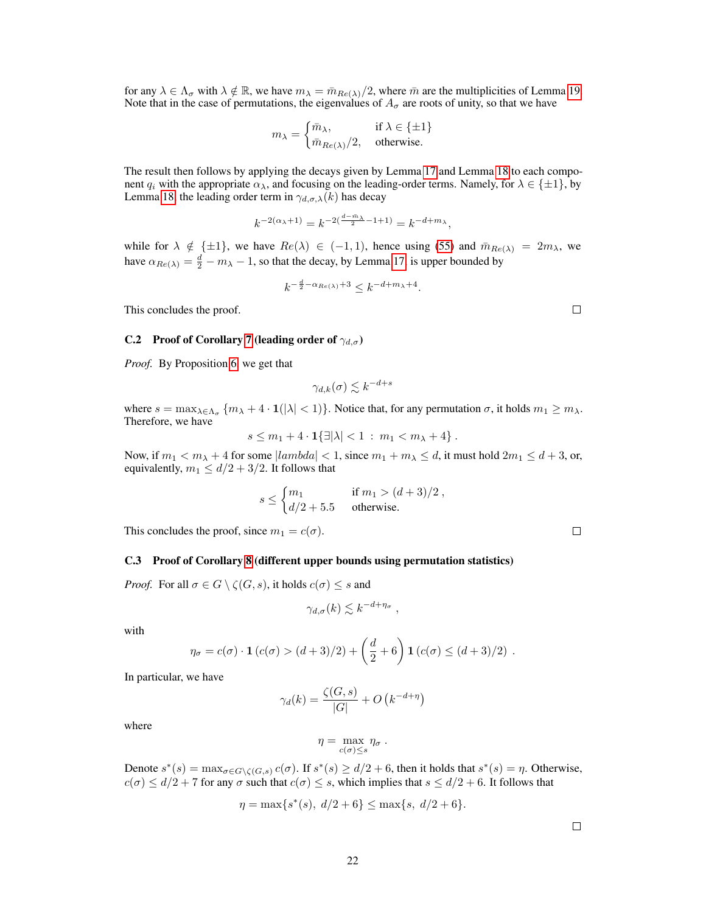for any $\lambda \in \Lambda_\sigma$ with $\lambda \notin \mathbb{R}$, we have $m_\lambda = \bar{m}_{Re(\lambda)}/2$, where $\bar{m}$ are the multiplicities of Lemma 19. Note that in the case of permutations, the eigenvalues of $A_\sigma$ are roots of unity, so that we have

$$m_\lambda = \begin{cases} \bar{m}_\lambda, & \text{if } \lambda \in \{\pm 1\} \\ \bar{m}_{Re(\lambda)}/2, & \text{otherwise.} \end{cases}$$

The result then follows by applying the decays given by Lemma 17 and Lemma 18 to each component $q_i$ with the appropriate $\alpha_\lambda$, and focusing on the leading-order terms. Namely, for $\lambda \in \{\pm 1\}$, by Lemma 18, the leading order term in $\gamma_{d,\sigma,\lambda}(k)$ has decay

$$k^{-2(\alpha_\lambda+1)} = k^{-2(\frac{d-\bar{m}_\lambda}{2}-1+1)} = k^{-d+m_\lambda},$$

while for $\lambda \notin \{\pm 1\}$, we have $Re(\lambda) \in (-1, 1)$, hence using (55) and $\bar{m}_{Re(\lambda)} = 2m_\lambda$, we have $\alpha_{Re(\lambda)} = \frac{d}{2} - m_\lambda - 1$, so that the decay, by Lemma 17, is upper bounded by

$$k^{-\frac{d}{2}-\alpha_{Re(\lambda)}+3} \leq k^{-d+m_\lambda+4}.$$

This concludes the proof. $\square$

### C.2 Proof of Corollary 7 (leading order of $\gamma_{d,\sigma}$)

*Proof.* By Proposition 6, we get that

$$\gamma_{d,k}(\sigma) \lesssim k^{-d+s}$$

where $s = \max_{\lambda \in \Lambda_\sigma} \{m_\lambda + 4 \cdot \mathbf{1}(|\lambda| < 1)\}$. Notice that, for any permutation $\sigma$, it holds $m_1 \geq m_\lambda$. Therefore, we have

$$s \leq m_1 + 4 \cdot \mathbf{1}\{\exists |\lambda| < 1 \;:\; m_1 < m_\lambda + 4\}\,.$$

Now, if $m_1 < m_\lambda + 4$ for some $|lambda| < 1$, since $m_1 + m_\lambda \leq d$, it must hold $2m_1 \leq d + 3$, or, equivalently, $m_1 \leq d/2 + 3/2$. It follows that

$$s \leq \begin{cases} m_1 & \text{if } m_1 > (d+3)/2\,, \\ d/2 + 5.5 & \text{otherwise.} \end{cases}$$

This concludes the proof, since $m_1 = c(\sigma)$. $\square$

### C.3 Proof of Corollary 8 (different upper bounds using permutation statistics)

*Proof.* For all $\sigma \in G \setminus \zeta(G, s)$, it holds $c(\sigma) \leq s$ and

$$\gamma_{d,\sigma}(k) \lesssim k^{-d+\eta_\sigma}\,,$$

with

$$\eta_\sigma = c(\sigma) \cdot \mathbf{1}\left(c(\sigma) > (d+3)/2\right) + \left(\frac{d}{2} + 6\right) \mathbf{1}\left(c(\sigma) \leq (d+3)/2\right)\,.$$

In particular, we have

$$\gamma_d(k) = \frac{\zeta(G, s)}{|G|} + O\left(k^{-d+\eta}\right)$$

where

$$\eta = \max_{c(\sigma) \leq s} \eta_\sigma\,.$$

Denote $s^*(s) = \max_{\sigma \in G \setminus \zeta(G,s)} c(\sigma)$. If $s^*(s) \geq d/2 + 6$, then it holds that $s^*(s) = \eta$. Otherwise, $c(\sigma) \leq d/2 + 7$ for any $\sigma$ such that $c(\sigma) \leq s$, which implies that $s \leq d/2 + 6$. It follows that

$$\eta = \max\{s^*(s),\ d/2 + 6\} \leq \max\{s,\ d/2 + 6\}.$$

$\square$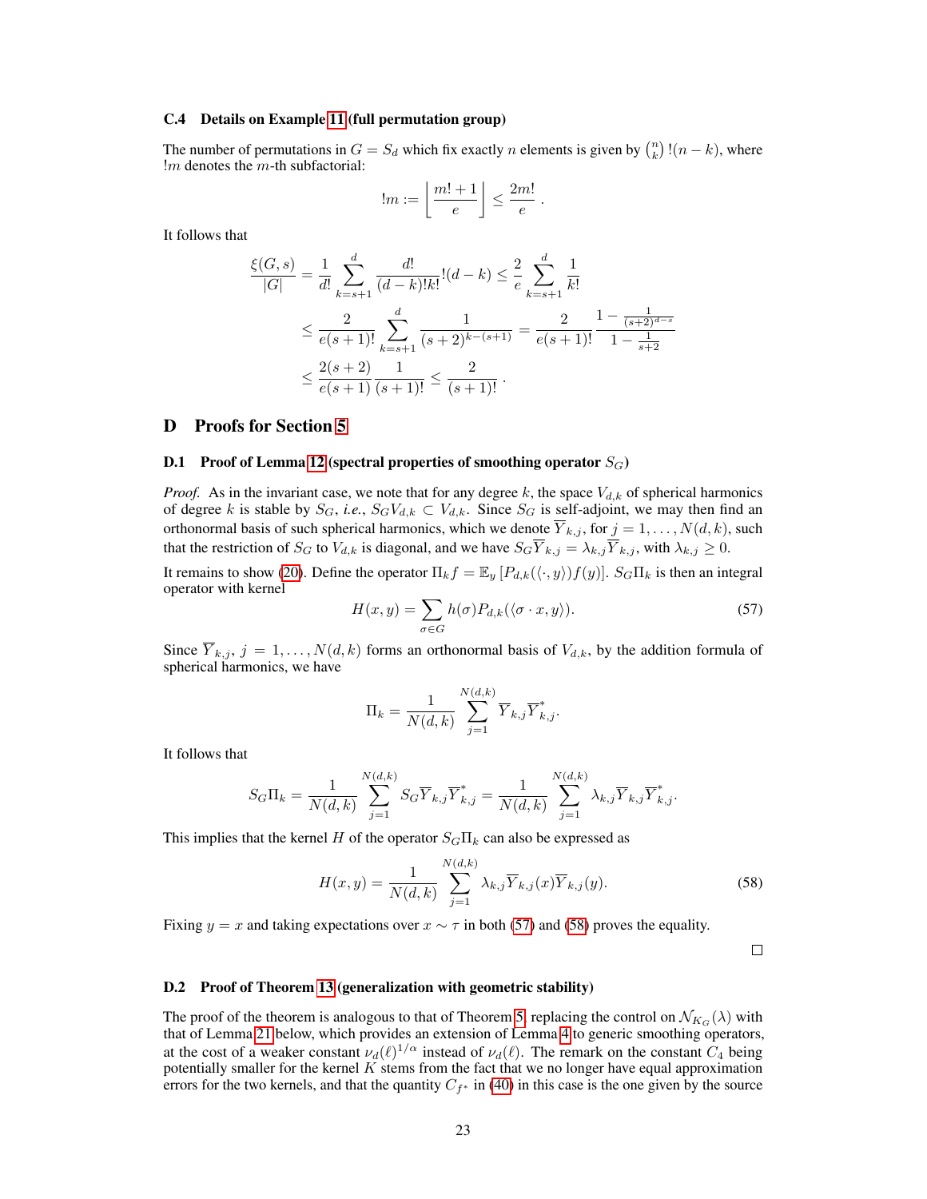### C.4 Details on Example 11 (full permutation group)

The number of permutations in $G = S_d$ which fix exactly $n$ elements is given by $\binom{n}{k}\,!(n-k)$, where $!m$ denotes the $m$-th subfactorial:

$$!m := \left\lfloor \frac{m!+1}{e} \right\rfloor \leq \frac{2m!}{e}\,.$$

It follows that

$$\begin{aligned}
\frac{\xi(G,s)}{|G|} &= \frac{1}{d!}\sum_{k=s+1}^{d} \frac{d!}{(d-k)!k!}!(d-k) \leq \frac{2}{e}\sum_{k=s+1}^{d}\frac{1}{k!} \\
&\leq \frac{2}{e(s+1)!}\sum_{k=s+1}^{d}\frac{1}{(s+2)^{k-(s+1)}} = \frac{2}{e(s+1)!}\frac{1-\frac{1}{(s+2)^{d-s}}}{1-\frac{1}{s+2}} \\
&\leq \frac{2(s+2)}{e(s+1)}\frac{1}{(s+1)!} \leq \frac{2}{(s+1)!}\,.
\end{aligned}$$

# D Proofs for Section 5

### D.1 Proof of Lemma 12 (spectral properties of smoothing operator $S_G$)

*Proof.* As in the invariant case, we note that for any degree $k$, the space $V_{d,k}$ of spherical harmonics of degree $k$ is stable by $S_G$, *i.e.*, $S_G V_{d,k} \subset V_{d,k}$. Since $S_G$ is self-adjoint, we may then find an orthonormal basis of such spherical harmonics, which we denote $\overline{Y}_{k,j}$, for $j = 1, \ldots, N(d,k)$, such that the restriction of $S_G$ to $V_{d,k}$ is diagonal, and we have $S_G \overline{Y}_{k,j} = \lambda_{k,j}\overline{Y}_{k,j}$, with $\lambda_{k,j} \geq 0$.

It remains to show (20). Define the operator $\Pi_k f = \mathbb{E}_y\left[P_{d,k}(\langle \cdot, y\rangle)f(y)\right]$. $S_G \Pi_k$ is then an integral operator with kernel

$$H(x,y) = \sum_{\sigma \in G} h(\sigma) P_{d,k}(\langle \sigma \cdot x, y\rangle). \tag{57}$$

Since $\overline{Y}_{k,j}$, $j = 1, \ldots, N(d,k)$ forms an orthonormal basis of $V_{d,k}$, by the addition formula of spherical harmonics, we have

$$\Pi_k = \frac{1}{N(d,k)} \sum_{j=1}^{N(d,k)} \overline{Y}_{k,j}\overline{Y}_{k,j}^*.$$

It follows that

$$S_G \Pi_k = \frac{1}{N(d,k)} \sum_{j=1}^{N(d,k)} S_G \overline{Y}_{k,j}\overline{Y}_{k,j}^* = \frac{1}{N(d,k)} \sum_{j=1}^{N(d,k)} \lambda_{k,j}\overline{Y}_{k,j}\overline{Y}_{k,j}^*.$$

This implies that the kernel $H$ of the operator $S_G\Pi_k$ can also be expressed as

$$H(x,y) = \frac{1}{N(d,k)} \sum_{j=1}^{N(d,k)} \lambda_{k,j}\overline{Y}_{k,j}(x)\overline{Y}_{k,j}(y). \tag{58}$$

Fixing $y = x$ and taking expectations over $x \sim \tau$ in both (57) and (58) proves the equality.

□

### D.2 Proof of Theorem 13 (generalization with geometric stability)

The proof of the theorem is analogous to that of Theorem 5, replacing the control on $\mathcal{N}_{K_G}(\lambda)$ with that of Lemma 21 below, which provides an extension of Lemma 4 to generic smoothing operators, at the cost of a weaker constant $\nu_d(\ell)^{1/\alpha}$ instead of $\nu_d(\ell)$. The remark on the constant $C_4$ being potentially smaller for the kernel $K$ stems from the fact that we no longer have equal approximation errors for the two kernels, and that the quantity $C_{f^*}$ in (40) in this case is the one given by the source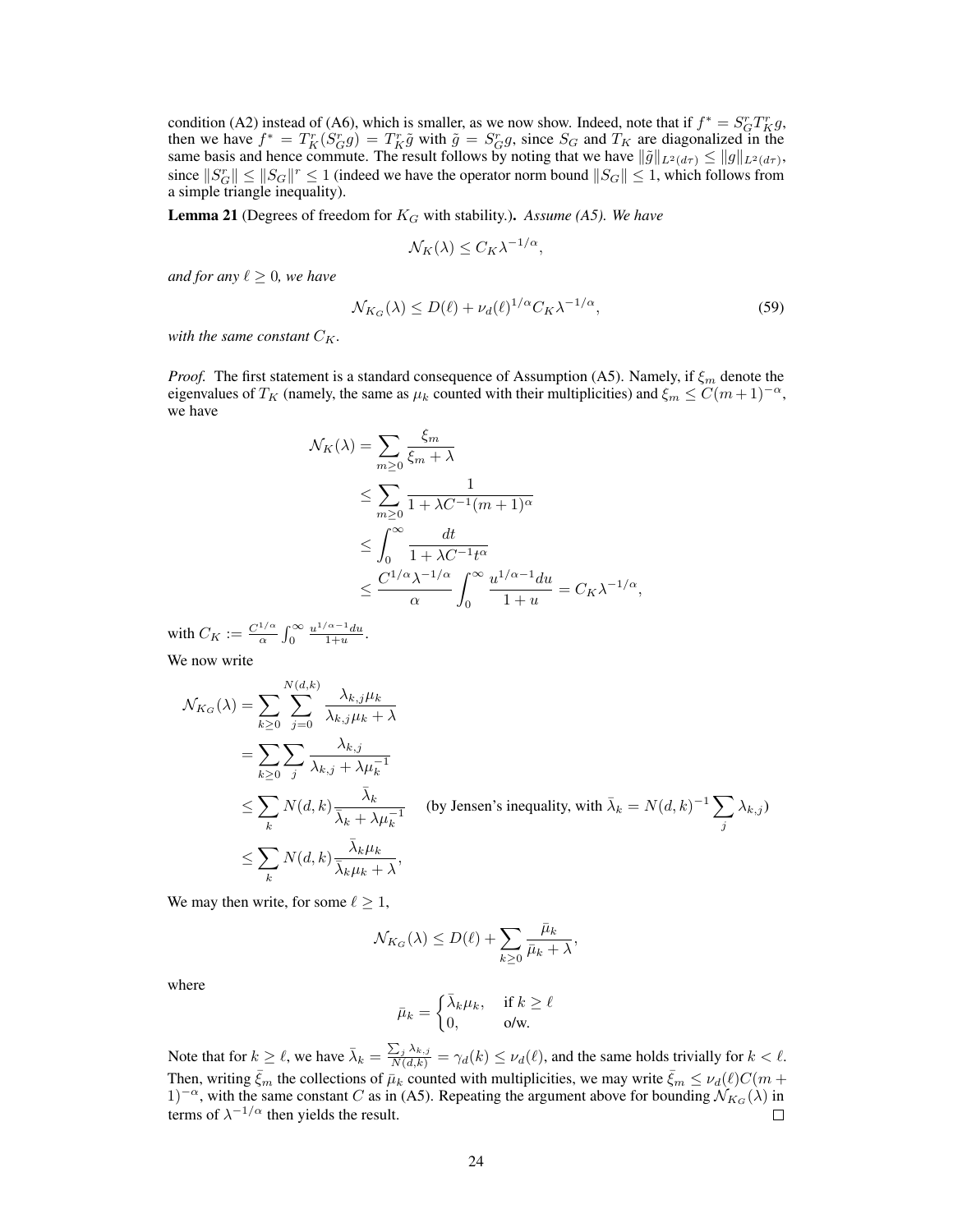condition (A2) instead of (A6), which is smaller, as we now show. Indeed, note that if $f^* = S_G^r T_K^r g$, then we have $f^* = T_K^r(S_G^r g) = T_K^r \tilde{g}$ with $\tilde{g} = S_G^r g$, since $S_G$ and $T_K$ are diagonalized in the same basis and hence commute. The result follows by noting that we have $\|\tilde{g}\|_{L^2(d\tau)} \leq \|g\|_{L^2(d\tau)}$, since $\|S_G^r\| \leq \|S_G\|^r \leq 1$ (indeed we have the operator norm bound $\|S_G\| \leq 1$, which follows from a simple triangle inequality).

**Lemma 21** (Degrees of freedom for $K_G$ with stability.)**.** *Assume (A5). We have*

$$\mathcal{N}_K(\lambda) \leq C_K \lambda^{-1/\alpha},$$

*and for any $\ell \geq 0$, we have*

$$\mathcal{N}_{K_G}(\lambda) \leq D(\ell) + \nu_d(\ell)^{1/\alpha} C_K \lambda^{-1/\alpha}, \tag{59}$$

*with the same constant $C_K$.*

*Proof.* The first statement is a standard consequence of Assumption (A5). Namely, if $\xi_m$ denote the eigenvalues of $T_K$ (namely, the same as $\mu_k$ counted with their multiplicities) and $\xi_m \leq C(m+1)^{-\alpha}$, we have

$$\begin{aligned}
\mathcal{N}_K(\lambda) &= \sum_{m \geq 0} \frac{\xi_m}{\xi_m + \lambda} \\
&\leq \sum_{m \geq 0} \frac{1}{1 + \lambda C^{-1}(m+1)^\alpha} \\
&\leq \int_0^\infty \frac{dt}{1 + \lambda C^{-1} t^\alpha} \\
&\leq \frac{C^{1/\alpha} \lambda^{-1/\alpha}}{\alpha} \int_0^\infty \frac{u^{1/\alpha - 1} du}{1+u} = C_K \lambda^{-1/\alpha},
\end{aligned}$$

with $C_K := \frac{C^{1/\alpha}}{\alpha} \int_0^\infty \frac{u^{1/\alpha-1} du}{1+u}$.

We now write

$$\begin{aligned}
\mathcal{N}_{K_G}(\lambda) &= \sum_{k \geq 0} \sum_{j=0}^{N(d,k)} \frac{\lambda_{k,j} \mu_k}{\lambda_{k,j} \mu_k + \lambda} \\
&= \sum_{k \geq 0} \sum_j \frac{\lambda_{k,j}}{\lambda_{k,j} + \lambda \mu_k^{-1}} \\
&\leq \sum_k N(d,k) \frac{\bar{\lambda}_k}{\bar{\lambda}_k + \lambda \mu_k^{-1}} \qquad \text{(by Jensen's inequality, with } \bar{\lambda}_k = N(d,k)^{-1} \sum_j \lambda_{k,j}) \\
&\leq \sum_k N(d,k) \frac{\bar{\lambda}_k \mu_k}{\bar{\lambda}_k \mu_k + \lambda},
\end{aligned}$$

We may then write, for some $\ell \geq 1$,

$$\mathcal{N}_{K_G}(\lambda) \leq D(\ell) + \sum_{k \geq 0} \frac{\bar{\mu}_k}{\bar{\mu}_k + \lambda},$$

where

$$\bar{\mu}_k = \begin{cases} \bar{\lambda}_k \mu_k, & \text{if } k \geq \ell \\ 0, & \text{o/w.} \end{cases}$$

Note that for $k \geq \ell$, we have $\bar{\lambda}_k = \frac{\sum_j \lambda_{k,j}}{N(d,k)} = \gamma_d(k) \leq \nu_d(\ell)$, and the same holds trivially for $k < \ell$. Then, writing $\bar{\xi}_m$ the collections of $\bar{\mu}_k$ counted with multiplicities, we may write $\bar{\xi}_m \leq \nu_d(\ell) C(m+1)^{-\alpha}$, with the same constant $C$ as in (A5). Repeating the argument above for bounding $\mathcal{N}_{K_G}(\lambda)$ in terms of $\lambda^{-1/\alpha}$ then yields the result. $\square$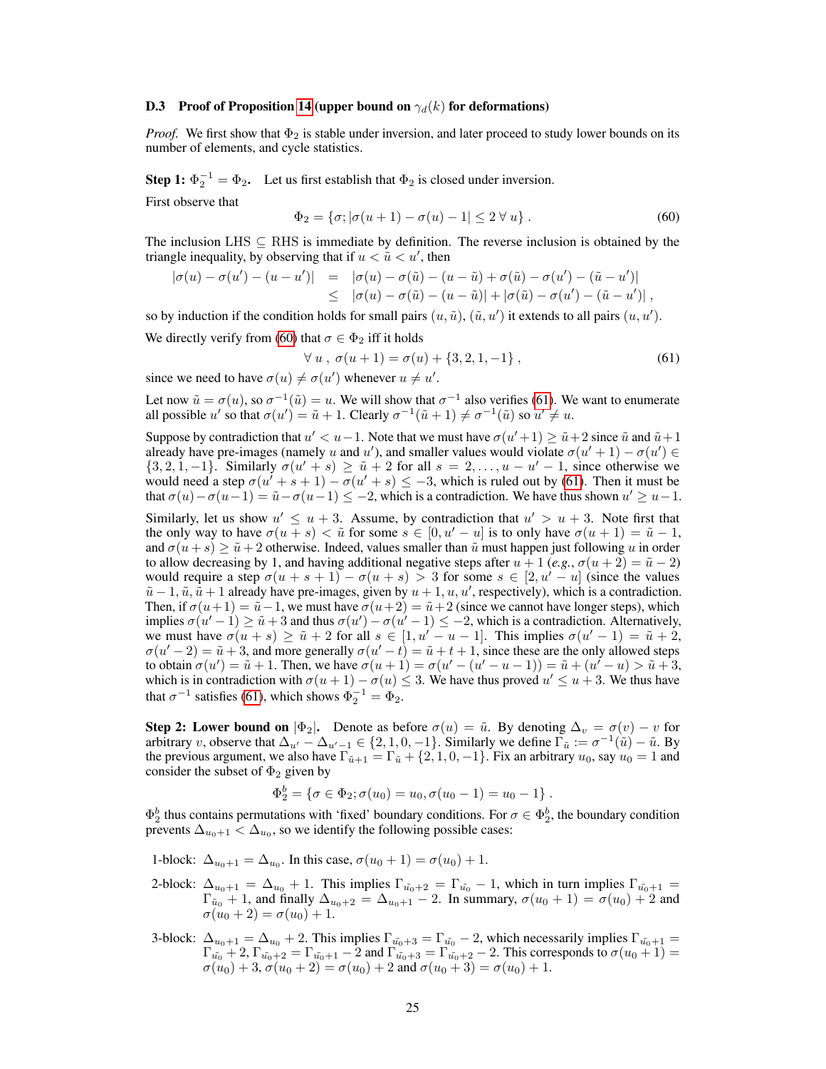### D.3 Proof of Proposition 14 (upper bound on $\gamma_d(k)$ for deformations)

*Proof.* We first show that $\Phi_2$ is stable under inversion, and later proceed to study lower bounds on its number of elements, and cycle statistics.

**Step 1: $\Phi_2^{-1} = \Phi_2$.** Let us first establish that $\Phi_2$ is closed under inversion.

First observe that

$$\Phi_2 = \{\sigma; |\sigma(u+1) - \sigma(u) - 1| \leq 2 \; \forall \; u\} \; . \tag{60}$$

The inclusion LHS $\subseteq$ RHS is immediate by definition. The reverse inclusion is obtained by the triangle inequality, by observing that if $u < \tilde{u} < u'$, then

$$\begin{aligned} |\sigma(u) - \sigma(u') - (u - u')| &= |\sigma(u) - \sigma(\tilde{u}) - (u - \tilde{u}) + \sigma(\tilde{u}) - \sigma(u') - (\tilde{u} - u')| \\ &\leq |\sigma(u) - \sigma(\tilde{u}) - (u - \tilde{u})| + |\sigma(\tilde{u}) - \sigma(u') - (\tilde{u} - u')| \; , \end{aligned}$$

so by induction if the condition holds for small pairs $(u, \tilde{u})$, $(\tilde{u}, u')$ it extends to all pairs $(u, u')$.

We directly verify from (60) that $\sigma \in \Phi_2$ iff it holds

$$\forall \; u \; , \; \sigma(u+1) = \sigma(u) + \{3, 2, 1, -1\} \; , \tag{61}$$

since we need to have $\sigma(u) \neq \sigma(u')$ whenever $u \neq u'$.

Let now $\tilde{u} = \sigma(u)$, so $\sigma^{-1}(\tilde{u}) = u$. We will show that $\sigma^{-1}$ also verifies (61). We want to enumerate all possible $u'$ so that $\sigma(u') = \tilde{u} + 1$. Clearly $\sigma^{-1}(\tilde{u} + 1) \neq \sigma^{-1}(\tilde{u})$ so $u' \neq u$.

Suppose by contradiction that $u' < u - 1$. Note that we must have $\sigma(u' + 1) \geq \tilde{u} + 2$ since $\tilde{u}$ and $\tilde{u} + 1$ already have pre-images (namely $u$ and $u'$), and smaller values would violate $\sigma(u' + 1) - \sigma(u') \in \{3, 2, 1, -1\}$. Similarly $\sigma(u' + s) \geq \tilde{u} + 2$ for all $s = 2, \ldots, u - u' - 1$, since otherwise we would need a step $\sigma(u' + s + 1) - \sigma(u' + s) \leq -3$, which is ruled out by (61). Then it must be that $\sigma(u) - \sigma(u - 1) = \tilde{u} - \sigma(u - 1) \leq -2$, which is a contradiction. We have thus shown $u' \geq u - 1$.

Similarly, let us show $u' \leq u + 3$. Assume, by contradiction that $u' > u + 3$. Note first that the only way to have $\sigma(u + s) < \tilde{u}$ for some $s \in [0, u' - u]$ is to only have $\sigma(u + 1) = \tilde{u} - 1$, and $\sigma(u + s) \geq \tilde{u} + 2$ otherwise. Indeed, values smaller than $\tilde{u}$ must happen just following $u$ in order to allow decreasing by 1, and having additional negative steps after $u + 1$ (*e.g.*, $\sigma(u + 2) = \tilde{u} - 2$) would require a step $\sigma(u + s + 1) - \sigma(u + s) > 3$ for some $s \in [2, u' - u]$ (since the values $\tilde{u} - 1, \tilde{u}, \tilde{u} + 1$ already have pre-images, given by $u + 1, u, u'$, respectively), which is a contradiction. Then, if $\sigma(u + 1) = \tilde{u} - 1$, we must have $\sigma(u + 2) = \tilde{u} + 2$ (since we cannot have longer steps), which implies $\sigma(u' - 1) \geq \tilde{u} + 3$ and thus $\sigma(u') - \sigma(u' - 1) \leq -2$, which is a contradiction. Alternatively, we must have $\sigma(u + s) \geq \tilde{u} + 2$ for all $s \in [1, u' - u - 1]$. This implies $\sigma(u' - 1) = \tilde{u} + 2$, $\sigma(u' - 2) = \tilde{u} + 3$, and more generally $\sigma(u' - t) = \tilde{u} + t + 1$, since these are the only allowed steps to obtain $\sigma(u') = \tilde{u} + 1$. Then, we have $\sigma(u + 1) = \sigma(u' - (u' - u - 1)) = \tilde{u} + (u' - u) > \tilde{u} + 3$, which is in contradiction with $\sigma(u + 1) - \sigma(u) \leq 3$. We have thus proved $u' \leq u + 3$. We thus have that $\sigma^{-1}$ satisfies (61), which shows $\Phi_2^{-1} = \Phi_2$.

**Step 2: Lower bound on $|\Phi_2|$.** Denote as before $\sigma(u) = \tilde{u}$. By denoting $\Delta_v = \sigma(v) - v$ for arbitrary $v$, observe that $\Delta_{u'} - \Delta_{u'-1} \in \{2, 1, 0, -1\}$. Similarly we define $\Gamma_{\tilde{u}} := \sigma^{-1}(\tilde{u}) - \tilde{u}$. By the previous argument, we also have $\Gamma_{\tilde{u}+1} = \Gamma_{\tilde{u}} + \{2, 1, 0, -1\}$. Fix an arbitrary $u_0$, say $u_0 = 1$ and consider the subset of $\Phi_2$ given by

$$\Phi_2^b = \{\sigma \in \Phi_2; \sigma(u_0) = u_0, \sigma(u_0 - 1) = u_0 - 1\} \; .$$

$\Phi_2^b$ thus contains permutations with 'fixed' boundary conditions. For $\sigma \in \Phi_2^b$, the boundary condition prevents $\Delta_{u_0+1} < \Delta_{u_0}$, so we identify the following possible cases:

1-block: $\Delta_{u_0+1} = \Delta_{u_0}$. In this case, $\sigma(u_0 + 1) = \sigma(u_0) + 1$.

2-block: $\Delta_{u_0+1} = \Delta_{u_0} + 1$. This implies $\Gamma_{\tilde{u_0}+2} = \Gamma_{\tilde{u_0}} - 1$, which in turn implies $\Gamma_{\tilde{u_0}+1} = \Gamma_{\tilde{u_0}} + 1$, and finally $\Delta_{u_0+2} = \Delta_{u_0+1} - 2$. In summary, $\sigma(u_0 + 1) = \sigma(u_0) + 2$ and $\sigma(u_0 + 2) = \sigma(u_0) + 1$.

3-block: $\Delta_{u_0+1} = \Delta_{u_0} + 2$. This implies $\Gamma_{\tilde{u_0}+3} = \Gamma_{\tilde{u_0}} - 2$, which necessarily implies $\Gamma_{\tilde{u_0}+1} = \Gamma_{\tilde{u_0}} + 2$, $\Gamma_{\tilde{u_0}+2} = \Gamma_{\tilde{u_0}+1} - 2$ and $\Gamma_{\tilde{u_0}+3} = \Gamma_{\tilde{u_0}+2} - 2$. This corresponds to $\sigma(u_0 + 1) = \sigma(u_0) + 3$, $\sigma(u_0 + 2) = \sigma(u_0) + 2$ and $\sigma(u_0 + 3) = \sigma(u_0) + 1$.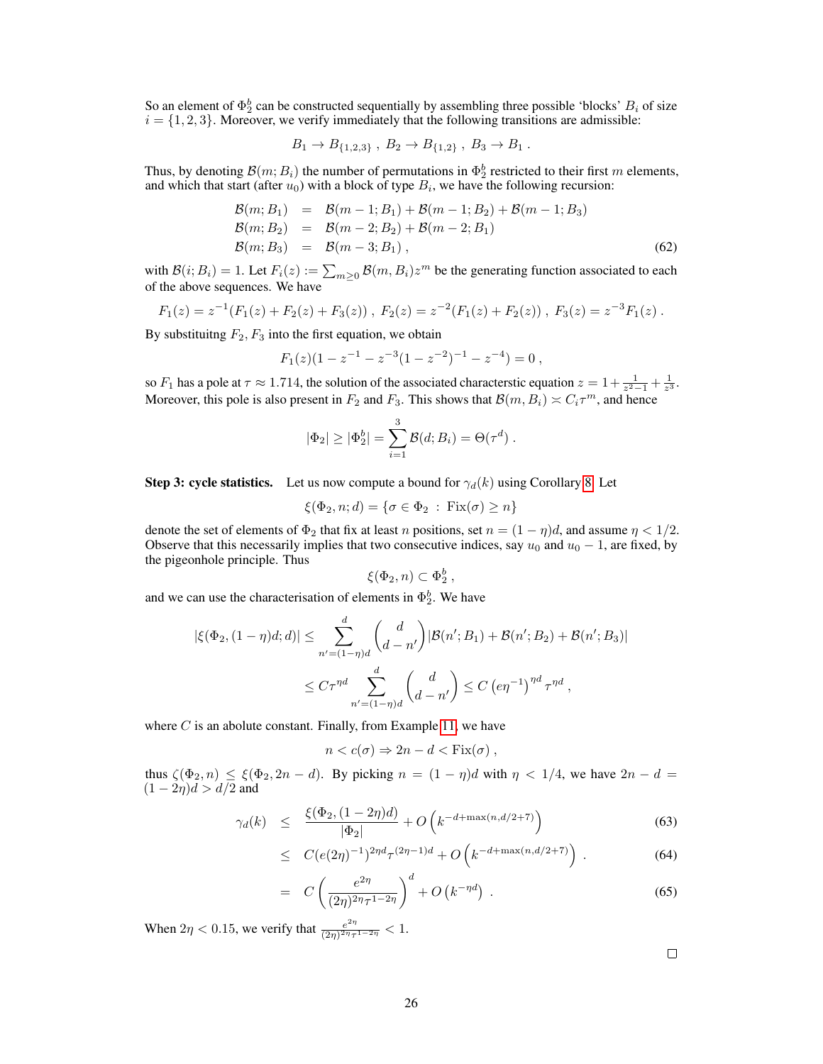So an element of $\Phi_2^b$ can be constructed sequentially by assembling three possible 'blocks' $B_i$ of size $i = \{1, 2, 3\}$. Moreover, we verify immediately that the following transitions are admissible:

$$B_1 \to B_{\{1,2,3\}}\ ,\ B_2 \to B_{\{1,2\}}\ ,\ B_3 \to B_1\ .$$

Thus, by denoting $\mathcal{B}(m; B_i)$ the number of permutations in $\Phi_2^b$ restricted to their first $m$ elements, and which that start (after $u_0$) with a block of type $B_i$, we have the following recursion:

$$\begin{aligned}
\mathcal{B}(m; B_1) &= \mathcal{B}(m-1; B_1) + \mathcal{B}(m-1; B_2) + \mathcal{B}(m-1; B_3) \\
\mathcal{B}(m; B_2) &= \mathcal{B}(m-2; B_2) + \mathcal{B}(m-2; B_1) \\
\mathcal{B}(m; B_3) &= \mathcal{B}(m-3; B_1)\ ,
\end{aligned} \tag{62}$$

with $\mathcal{B}(i; B_i) = 1$. Let $F_i(z) := \sum_{m \geq 0} \mathcal{B}(m, B_i) z^m$ be the generating function associated to each of the above sequences. We have

$$F_1(z) = z^{-1}(F_1(z) + F_2(z) + F_3(z))\ ,\ F_2(z) = z^{-2}(F_1(z) + F_2(z))\ ,\ F_3(z) = z^{-3} F_1(z)\ .$$

By substituitng $F_2, F_3$ into the first equation, we obtain

$$F_1(z)(1 - z^{-1} - z^{-3}(1 - z^{-2})^{-1} - z^{-4}) = 0\ ,$$

so $F_1$ has a pole at $\tau \approx 1.714$, the solution of the associated characterstic equation $z = 1 + \frac{1}{z^2 - 1} + \frac{1}{z^3}$. Moreover, this pole is also present in $F_2$ and $F_3$. This shows that $\mathcal{B}(m, B_i) \asymp C_i \tau^m$, and hence

$$|\Phi_2| \geq |\Phi_2^b| = \sum_{i=1}^{3} \mathcal{B}(d; B_i) = \Theta(\tau^d)\ .$$

**Step 3: cycle statistics.** Let us now compute a bound for $\gamma_d(k)$ using Corollary 8. Let

$$\xi(\Phi_2, n; d) = \{\sigma \in \Phi_2\ :\ \text{Fix}(\sigma) \geq n\}$$

denote the set of elements of $\Phi_2$ that fix at least $n$ positions, set $n = (1 - \eta)d$, and assume $\eta < 1/2$. Observe that this necessarily implies that two consecutive indices, say $u_0$ and $u_0 - 1$, are fixed, by the pigeonhole principle. Thus

$$\xi(\Phi_2, n) \subset \Phi_2^b\ ,$$

and we can use the characterisation of elements in $\Phi_2^b$. We have

$$\begin{aligned}
|\xi(\Phi_2, (1-\eta)d; d)| &\leq \sum_{n'=(1-\eta)d}^{d} \binom{d}{d - n'} |\mathcal{B}(n'; B_1) + \mathcal{B}(n'; B_2) + \mathcal{B}(n'; B_3)| \\
&\leq C\tau^{\eta d} \sum_{n'=(1-\eta)d}^{d} \binom{d}{d - n'} \leq C \left(e\eta^{-1}\right)^{\eta d} \tau^{\eta d}\ ,
\end{aligned}$$

where $C$ is an abolute constant. Finally, from Example 11, we have

$$n < c(\sigma) \Rightarrow 2n - d < \text{Fix}(\sigma)\ ,$$

thus $\zeta(\Phi_2, n) \leq \xi(\Phi_2, 2n - d)$. By picking $n = (1 - \eta)d$ with $\eta < 1/4$, we have $2n - d = (1 - 2\eta)d > d/2$ and

$$\begin{aligned}
\gamma_d(k) &\leq \frac{\xi(\Phi_2, (1 - 2\eta)d)}{|\Phi_2|} + O\left(k^{-d + \max(n, d/2 + 7)}\right) &(63)\\
&\leq C(e(2\eta)^{-1})^{2\eta d} \tau^{(2\eta - 1)d} + O\left(k^{-d + \max(n, d/2 + 7)}\right)\ . &(64)\\
&= C\left(\frac{e^{2\eta}}{(2\eta)^{2\eta} \tau^{1 - 2\eta}}\right)^d + O\left(k^{-\eta d}\right)\ . &(65)
\end{aligned}$$

When $2\eta < 0.15$, we verify that $\frac{e^{2\eta}}{(2\eta)^{2\eta} \tau^{1-2\eta}} < 1$.

□